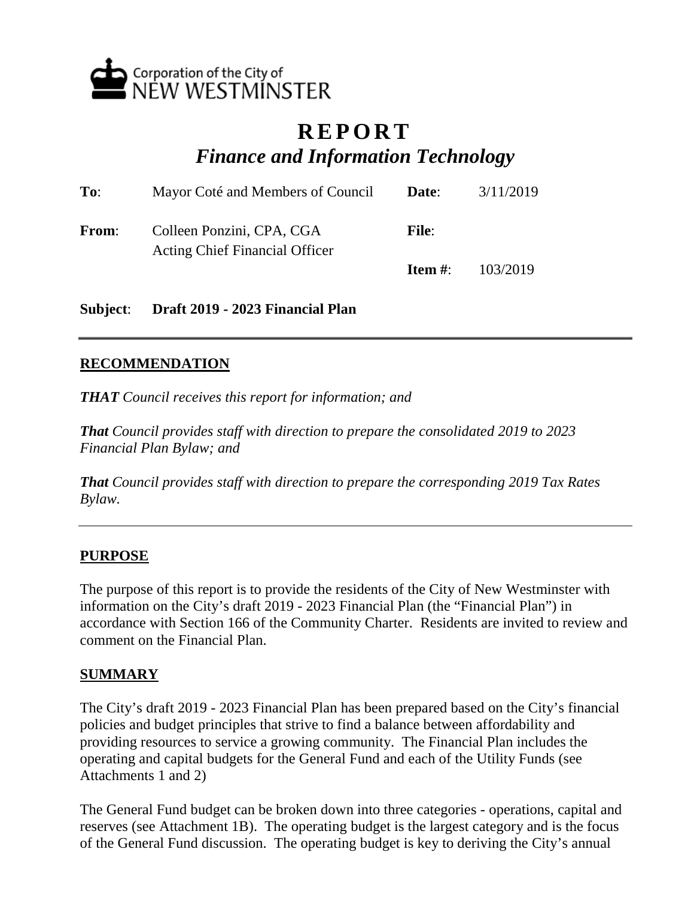Corporation of the City of
NEW WESTMINSTER

# REPORT
## *Finance and Information Technology*

| | | | |
|---|---|---|---|
| **To**: | Mayor Coté and Members of Council | **Date**: | 3/11/2019 |
| **From**: | Colleen Ponzini, CPA, CGA<br>Acting Chief Financial Officer | **File**: | |
| | | **Item #**: | 103/2019 |

**Subject**: **Draft 2019 - 2023 Financial Plan**

---

## RECOMMENDATION

***THAT*** *Council receives this report for information; and*

***That*** *Council provides staff with direction to prepare the consolidated 2019 to 2023 Financial Plan Bylaw; and*

***That*** *Council provides staff with direction to prepare the corresponding 2019 Tax Rates Bylaw.*

---

## PURPOSE

The purpose of this report is to provide the residents of the City of New Westminster with information on the City's draft 2019 - 2023 Financial Plan (the "Financial Plan") in accordance with Section 166 of the Community Charter. Residents are invited to review and comment on the Financial Plan.

## SUMMARY

The City's draft 2019 - 2023 Financial Plan has been prepared based on the City's financial policies and budget principles that strive to find a balance between affordability and providing resources to service a growing community. The Financial Plan includes the operating and capital budgets for the General Fund and each of the Utility Funds (see Attachments 1 and 2)

The General Fund budget can be broken down into three categories - operations, capital and reserves (see Attachment 1B). The operating budget is the largest category and is the focus of the General Fund discussion. The operating budget is key to deriving the City's annual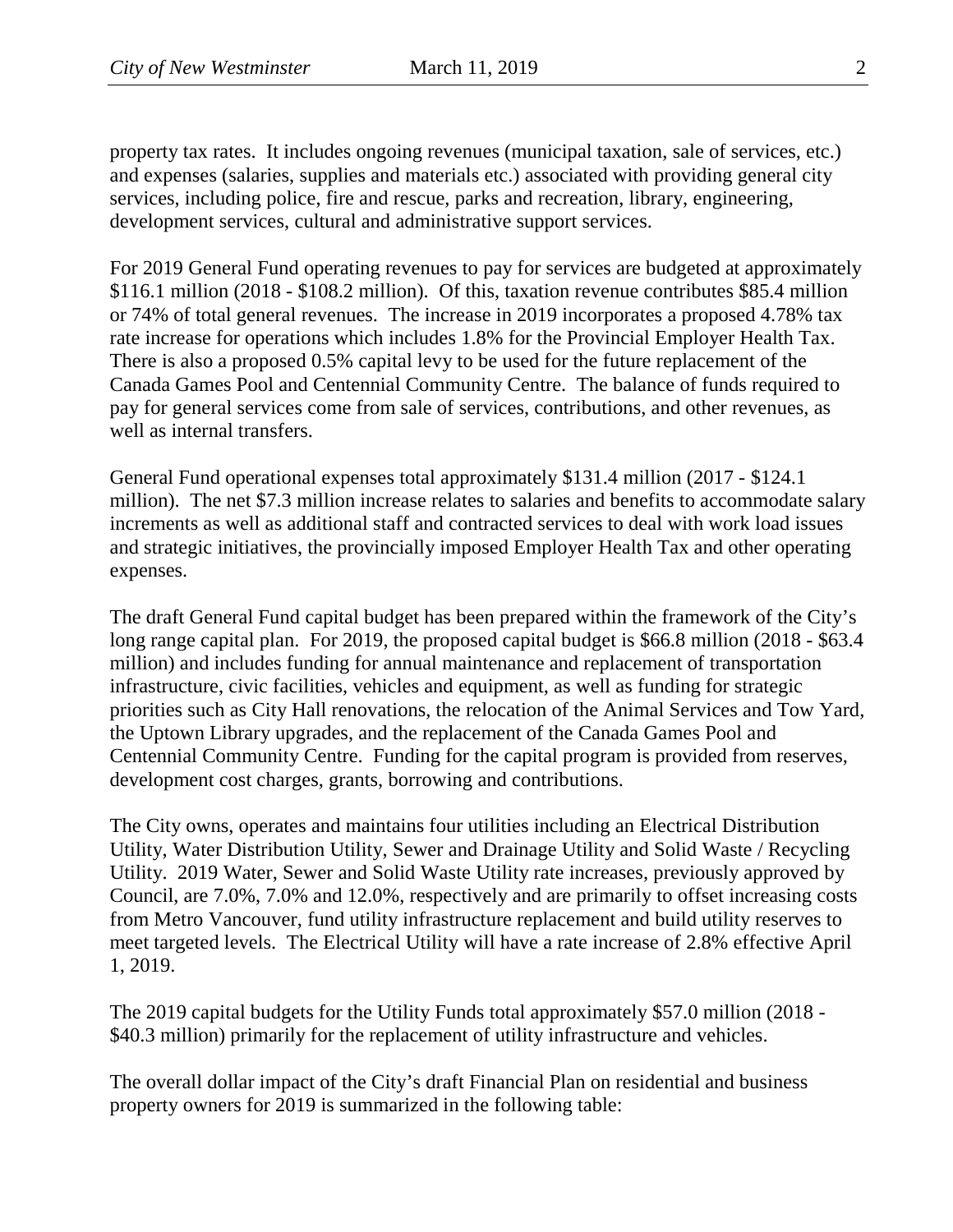property tax rates. It includes ongoing revenues (municipal taxation, sale of services, etc.) and expenses (salaries, supplies and materials etc.) associated with providing general city services, including police, fire and rescue, parks and recreation, library, engineering, development services, cultural and administrative support services.

For 2019 General Fund operating revenues to pay for services are budgeted at approximately $116.1 million (2018 - $108.2 million). Of this, taxation revenue contributes $85.4 million or 74% of total general revenues. The increase in 2019 incorporates a proposed 4.78% tax rate increase for operations which includes 1.8% for the Provincial Employer Health Tax. There is also a proposed 0.5% capital levy to be used for the future replacement of the Canada Games Pool and Centennial Community Centre. The balance of funds required to pay for general services come from sale of services, contributions, and other revenues, as well as internal transfers.

General Fund operational expenses total approximately $131.4 million (2017 - $124.1 million). The net $7.3 million increase relates to salaries and benefits to accommodate salary increments as well as additional staff and contracted services to deal with work load issues and strategic initiatives, the provincially imposed Employer Health Tax and other operating expenses.

The draft General Fund capital budget has been prepared within the framework of the City's long range capital plan. For 2019, the proposed capital budget is $66.8 million (2018 - $63.4 million) and includes funding for annual maintenance and replacement of transportation infrastructure, civic facilities, vehicles and equipment, as well as funding for strategic priorities such as City Hall renovations, the relocation of the Animal Services and Tow Yard, the Uptown Library upgrades, and the replacement of the Canada Games Pool and Centennial Community Centre. Funding for the capital program is provided from reserves, development cost charges, grants, borrowing and contributions.

The City owns, operates and maintains four utilities including an Electrical Distribution Utility, Water Distribution Utility, Sewer and Drainage Utility and Solid Waste / Recycling Utility. 2019 Water, Sewer and Solid Waste Utility rate increases, previously approved by Council, are 7.0%, 7.0% and 12.0%, respectively and are primarily to offset increasing costs from Metro Vancouver, fund utility infrastructure replacement and build utility reserves to meet targeted levels. The Electrical Utility will have a rate increase of 2.8% effective April 1, 2019.

The 2019 capital budgets for the Utility Funds total approximately $57.0 million (2018 - $40.3 million) primarily for the replacement of utility infrastructure and vehicles.

The overall dollar impact of the City's draft Financial Plan on residential and business property owners for 2019 is summarized in the following table: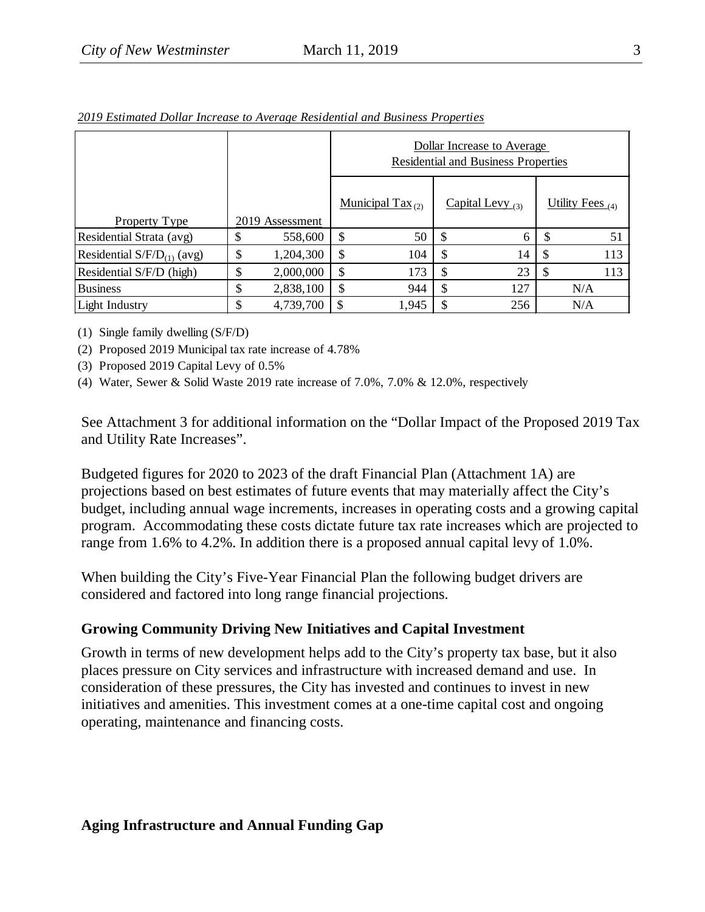*2019 Estimated Dollar Increase to Average Residential and Business Properties*

| Property Type | 2019 Assessment | Dollar Increase to Average Residential and Business Properties | | |
|---|---|---|---|---|
| | | Municipal Tax (2) | Capital Levy (3) | Utility Fees (4) |
| Residential Strata (avg) | $ 558,600 | $ 50 | $ 6 | $ 51 |
| Residential S/F/D(1) (avg) | $ 1,204,300 | $ 104 | $ 14 | $ 113 |
| Residential S/F/D (high) | $ 2,000,000 | $ 173 | $ 23 | $ 113 |
| Business | $ 2,838,100 | $ 944 | $ 127 | N/A |
| Light Industry | $ 4,739,700 | $ 1,945 | $ 256 | N/A |

(1) Single family dwelling (S/F/D)

(2) Proposed 2019 Municipal tax rate increase of 4.78%

(3) Proposed 2019 Capital Levy of 0.5%

(4) Water, Sewer & Solid Waste 2019 rate increase of 7.0%, 7.0% & 12.0%, respectively

See Attachment 3 for additional information on the "Dollar Impact of the Proposed 2019 Tax and Utility Rate Increases".

Budgeted figures for 2020 to 2023 of the draft Financial Plan (Attachment 1A) are projections based on best estimates of future events that may materially affect the City's budget, including annual wage increments, increases in operating costs and a growing capital program. Accommodating these costs dictate future tax rate increases which are projected to range from 1.6% to 4.2%. In addition there is a proposed annual capital levy of 1.0%.

When building the City's Five-Year Financial Plan the following budget drivers are considered and factored into long range financial projections.

**Growing Community Driving New Initiatives and Capital Investment**

Growth in terms of new development helps add to the City's property tax base, but it also places pressure on City services and infrastructure with increased demand and use. In consideration of these pressures, the City has invested and continues to invest in new initiatives and amenities. This investment comes at a one-time capital cost and ongoing operating, maintenance and financing costs.

**Aging Infrastructure and Annual Funding Gap**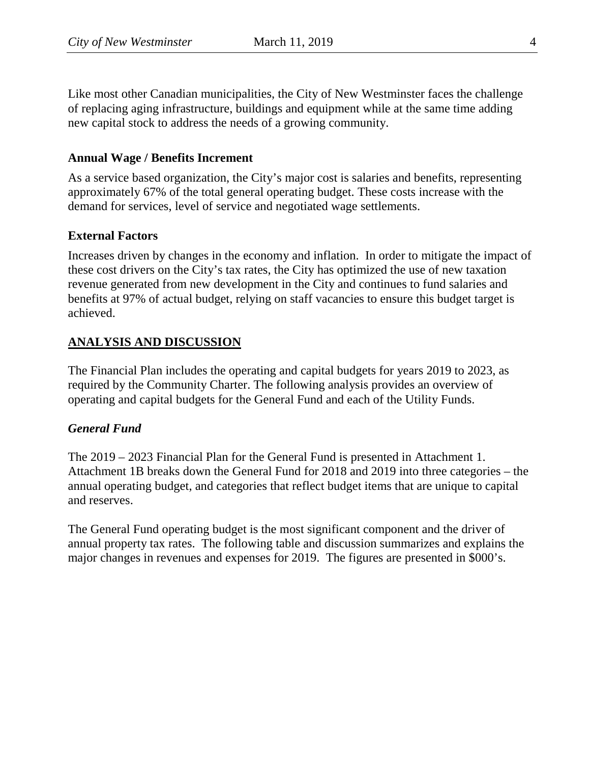Like most other Canadian municipalities, the City of New Westminster faces the challenge of replacing aging infrastructure, buildings and equipment while at the same time adding new capital stock to address the needs of a growing community.

**Annual Wage / Benefits Increment**

As a service based organization, the City's major cost is salaries and benefits, representing approximately 67% of the total general operating budget. These costs increase with the demand for services, level of service and negotiated wage settlements.

**External Factors**

Increases driven by changes in the economy and inflation. In order to mitigate the impact of these cost drivers on the City's tax rates, the City has optimized the use of new taxation revenue generated from new development in the City and continues to fund salaries and benefits at 97% of actual budget, relying on staff vacancies to ensure this budget target is achieved.

## ANALYSIS AND DISCUSSION

The Financial Plan includes the operating and capital budgets for years 2019 to 2023, as required by the Community Charter. The following analysis provides an overview of operating and capital budgets for the General Fund and each of the Utility Funds.

### *General Fund*

The 2019 – 2023 Financial Plan for the General Fund is presented in Attachment 1. Attachment 1B breaks down the General Fund for 2018 and 2019 into three categories – the annual operating budget, and categories that reflect budget items that are unique to capital and reserves.

The General Fund operating budget is the most significant component and the driver of annual property tax rates. The following table and discussion summarizes and explains the major changes in revenues and expenses for 2019. The figures are presented in $000's.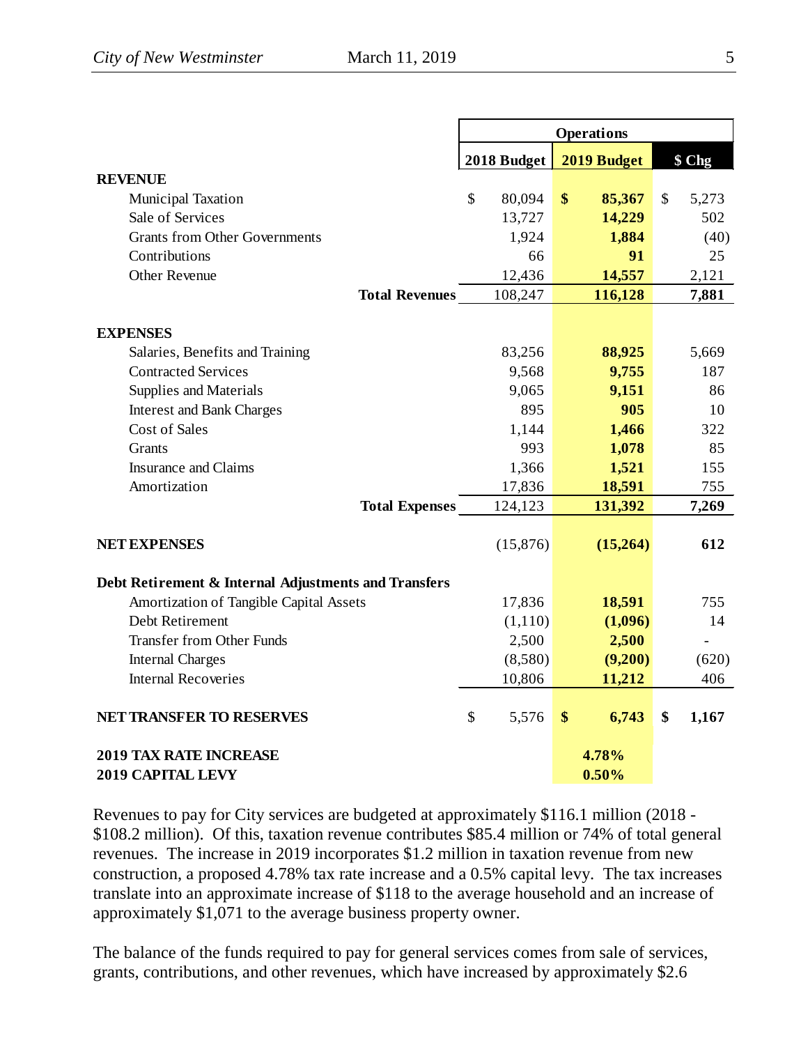| | Operations | | |
|---|---|---|---|
| | 2018 Budget | 2019 Budget | $ Chg |
| **REVENUE** | | | |
| Municipal Taxation | $ 80,094 | **$ 85,367** | $ 5,273 |
| Sale of Services | 13,727 | **14,229** | 502 |
| Grants from Other Governments | 1,924 | **1,884** | (40) |
| Contributions | 66 | **91** | 25 |
| Other Revenue | 12,436 | **14,557** | 2,121 |
| **Total Revenues** | 108,247 | **116,128** | **7,881** |
| **EXPENSES** | | | |
| Salaries, Benefits and Training | 83,256 | **88,925** | 5,669 |
| Contracted Services | 9,568 | **9,755** | 187 |
| Supplies and Materials | 9,065 | **9,151** | 86 |
| Interest and Bank Charges | 895 | **905** | 10 |
| Cost of Sales | 1,144 | **1,466** | 322 |
| Grants | 993 | **1,078** | 85 |
| Insurance and Claims | 1,366 | **1,521** | 155 |
| Amortization | 17,836 | **18,591** | 755 |
| **Total Expenses** | 124,123 | **131,392** | **7,269** |
| **NET EXPENSES** | (15,876) | **(15,264)** | **612** |
| **Debt Retirement & Internal Adjustments and Transfers** | | | |
| Amortization of Tangible Capital Assets | 17,836 | **18,591** | 755 |
| Debt Retirement | (1,110) | **(1,096)** | 14 |
| Transfer from Other Funds | 2,500 | **2,500** | - |
| Internal Charges | (8,580) | **(9,200)** | (620) |
| Internal Recoveries | 10,806 | **11,212** | 406 |
| **NET TRANSFER TO RESERVES** | $ 5,576 | **$ 6,743** | **$ 1,167** |
| **2019 TAX RATE INCREASE** | | **4.78%** | |
| **2019 CAPITAL LEVY** | | **0.50%** | |

Revenues to pay for City services are budgeted at approximately $116.1 million (2018 - $108.2 million). Of this, taxation revenue contributes $85.4 million or 74% of total general revenues. The increase in 2019 incorporates $1.2 million in taxation revenue from new construction, a proposed 4.78% tax rate increase and a 0.5% capital levy. The tax increases translate into an approximate increase of $118 to the average household and an increase of approximately $1,071 to the average business property owner.

The balance of the funds required to pay for general services comes from sale of services, grants, contributions, and other revenues, which have increased by approximately $2.6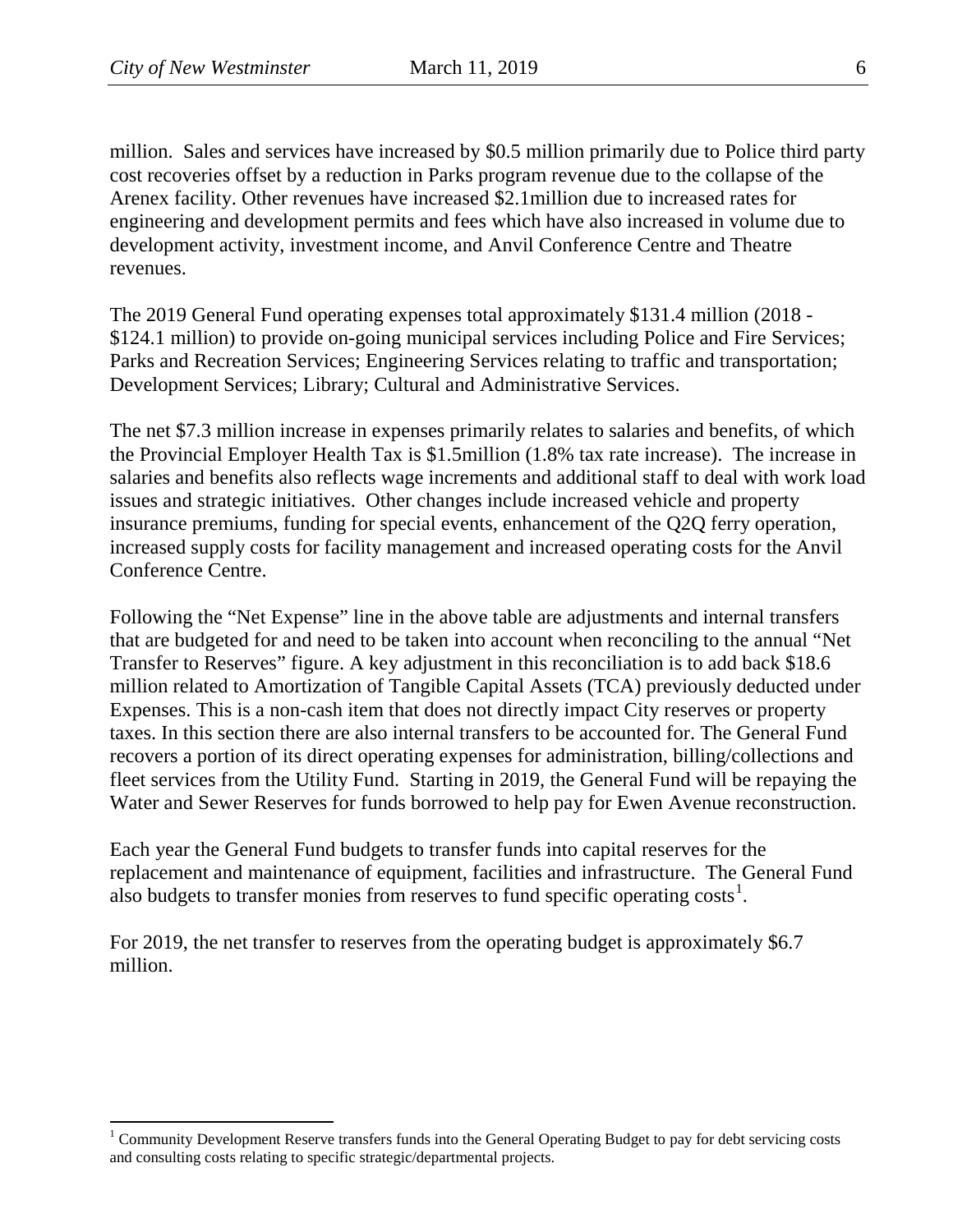million. Sales and services have increased by \$0.5 million primarily due to Police third party cost recoveries offset by a reduction in Parks program revenue due to the collapse of the Arenex facility. Other revenues have increased \$2.1million due to increased rates for engineering and development permits and fees which have also increased in volume due to development activity, investment income, and Anvil Conference Centre and Theatre revenues.

The 2019 General Fund operating expenses total approximately \$131.4 million (2018 - \$124.1 million) to provide on-going municipal services including Police and Fire Services; Parks and Recreation Services; Engineering Services relating to traffic and transportation; Development Services; Library; Cultural and Administrative Services.

The net \$7.3 million increase in expenses primarily relates to salaries and benefits, of which the Provincial Employer Health Tax is \$1.5million (1.8% tax rate increase). The increase in salaries and benefits also reflects wage increments and additional staff to deal with work load issues and strategic initiatives. Other changes include increased vehicle and property insurance premiums, funding for special events, enhancement of the Q2Q ferry operation, increased supply costs for facility management and increased operating costs for the Anvil Conference Centre.

Following the "Net Expense" line in the above table are adjustments and internal transfers that are budgeted for and need to be taken into account when reconciling to the annual "Net Transfer to Reserves" figure. A key adjustment in this reconciliation is to add back \$18.6 million related to Amortization of Tangible Capital Assets (TCA) previously deducted under Expenses. This is a non-cash item that does not directly impact City reserves or property taxes. In this section there are also internal transfers to be accounted for. The General Fund recovers a portion of its direct operating expenses for administration, billing/collections and fleet services from the Utility Fund. Starting in 2019, the General Fund will be repaying the Water and Sewer Reserves for funds borrowed to help pay for Ewen Avenue reconstruction.

Each year the General Fund budgets to transfer funds into capital reserves for the replacement and maintenance of equipment, facilities and infrastructure. The General Fund also budgets to transfer monies from reserves to fund specific operating costs[1].

For 2019, the net transfer to reserves from the operating budget is approximately \$6.7 million.

[1] Community Development Reserve transfers funds into the General Operating Budget to pay for debt servicing costs and consulting costs relating to specific strategic/departmental projects.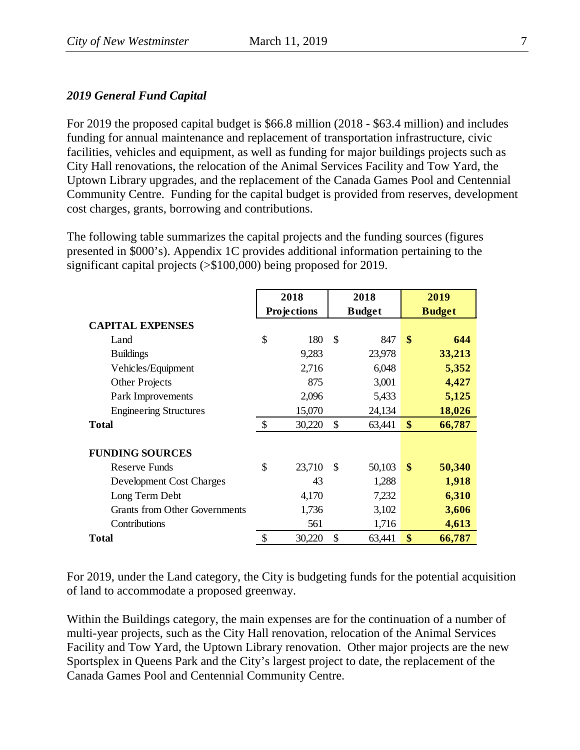### *2019 General Fund Capital*

For 2019 the proposed capital budget is $66.8 million (2018 - $63.4 million) and includes funding for annual maintenance and replacement of transportation infrastructure, civic facilities, vehicles and equipment, as well as funding for major buildings projects such as City Hall renovations, the relocation of the Animal Services Facility and Tow Yard, the Uptown Library upgrades, and the replacement of the Canada Games Pool and Centennial Community Centre. Funding for the capital budget is provided from reserves, development cost charges, grants, borrowing and contributions.

The following table summarizes the capital projects and the funding sources (figures presented in $000's). Appendix 1C provides additional information pertaining to the significant capital projects (>$100,000) being proposed for 2019.

| | 2018 Projections | 2018 Budget | 2019 Budget |
|---|---|---|---|
| **CAPITAL EXPENSES** | | | |
| Land | $ 180 | $ 847 | **$ 644** |
| Buildings | 9,283 | 23,978 | **33,213** |
| Vehicles/Equipment | 2,716 | 6,048 | **5,352** |
| Other Projects | 875 | 3,001 | **4,427** |
| Park Improvements | 2,096 | 5,433 | **5,125** |
| Engineering Structures | 15,070 | 24,134 | **18,026** |
| **Total** | $ 30,220 | $ 63,441 | **$ 66,787** |
| | | | |
| **FUNDING SOURCES** | | | |
| Reserve Funds | $ 23,710 | $ 50,103 | **$ 50,340** |
| Development Cost Charges | 43 | 1,288 | **1,918** |
| Long Term Debt | 4,170 | 7,232 | **6,310** |
| Grants from Other Governments | 1,736 | 3,102 | **3,606** |
| Contributions | 561 | 1,716 | **4,613** |
| **Total** | $ 30,220 | $ 63,441 | **$ 66,787** |

For 2019, under the Land category, the City is budgeting funds for the potential acquisition of land to accommodate a proposed greenway.

Within the Buildings category, the main expenses are for the continuation of a number of multi-year projects, such as the City Hall renovation, relocation of the Animal Services Facility and Tow Yard, the Uptown Library renovation. Other major projects are the new Sportsplex in Queens Park and the City's largest project to date, the replacement of the Canada Games Pool and Centennial Community Centre.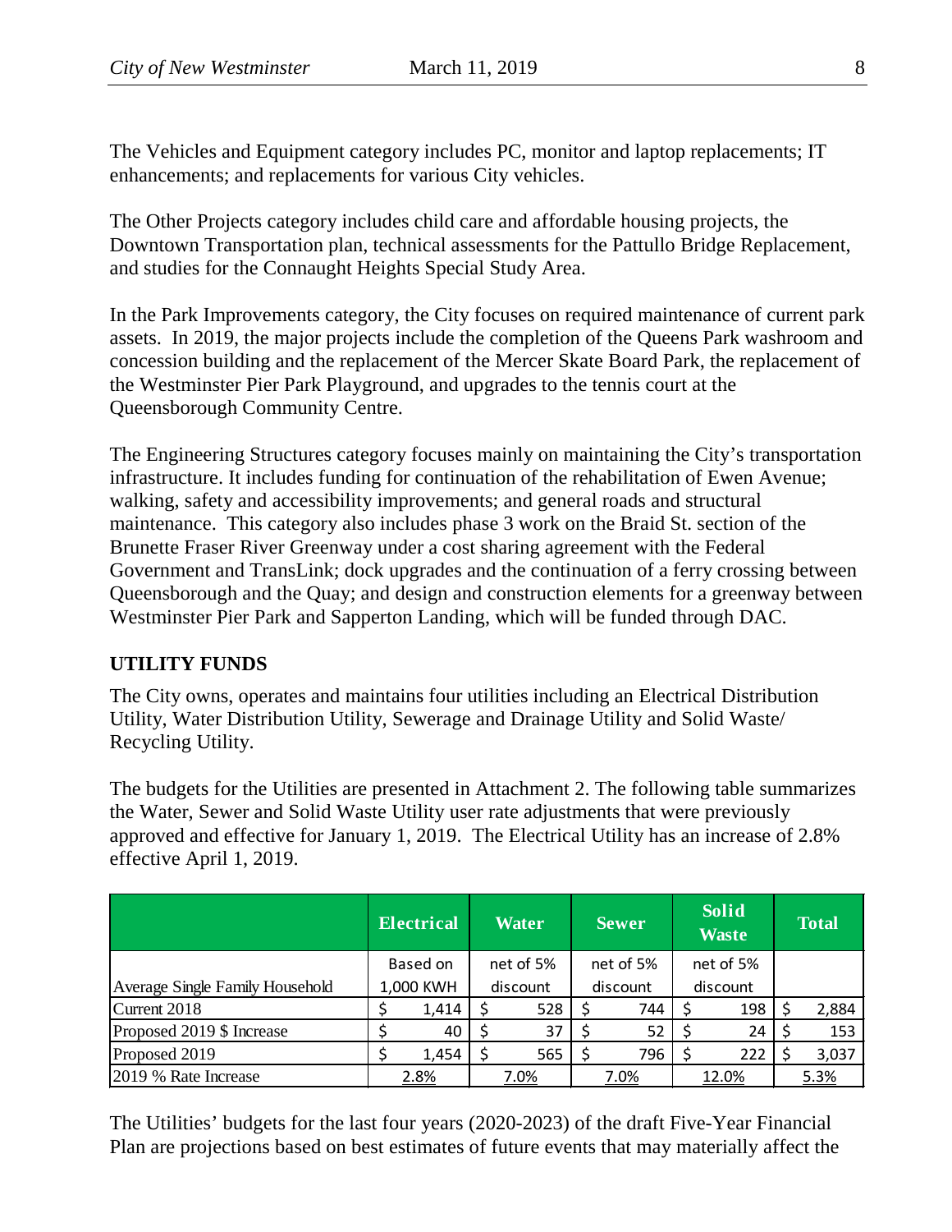The Vehicles and Equipment category includes PC, monitor and laptop replacements; IT enhancements; and replacements for various City vehicles.

The Other Projects category includes child care and affordable housing projects, the Downtown Transportation plan, technical assessments for the Pattullo Bridge Replacement, and studies for the Connaught Heights Special Study Area.

In the Park Improvements category, the City focuses on required maintenance of current park assets. In 2019, the major projects include the completion of the Queens Park washroom and concession building and the replacement of the Mercer Skate Board Park, the replacement of the Westminster Pier Park Playground, and upgrades to the tennis court at the Queensborough Community Centre.

The Engineering Structures category focuses mainly on maintaining the City's transportation infrastructure. It includes funding for continuation of the rehabilitation of Ewen Avenue; walking, safety and accessibility improvements; and general roads and structural maintenance. This category also includes phase 3 work on the Braid St. section of the Brunette Fraser River Greenway under a cost sharing agreement with the Federal Government and TransLink; dock upgrades and the continuation of a ferry crossing between Queensborough and the Quay; and design and construction elements for a greenway between Westminster Pier Park and Sapperton Landing, which will be funded through DAC.

## UTILITY FUNDS

The City owns, operates and maintains four utilities including an Electrical Distribution Utility, Water Distribution Utility, Sewerage and Drainage Utility and Solid Waste/ Recycling Utility.

The budgets for the Utilities are presented in Attachment 2. The following table summarizes the Water, Sewer and Solid Waste Utility user rate adjustments that were previously approved and effective for January 1, 2019. The Electrical Utility has an increase of 2.8% effective April 1, 2019.

| | Electrical | Water | Sewer | Solid Waste | Total |
|---|---|---|---|---|---|
| Average Single Family Household | Based on 1,000 KWH | net of 5% discount | net of 5% discount | net of 5% discount | |
| Current 2018 | $ 1,414 | $ 528 | $ 744 | $ 198 | $ 2,884 |
| Proposed 2019 $ Increase | $ 40 | $ 37 | $ 52 | $ 24 | $ 153 |
| Proposed 2019 | $ 1,454 | $ 565 | $ 796 | $ 222 | $ 3,037 |
| 2019 % Rate Increase | 2.8% | 7.0% | 7.0% | 12.0% | 5.3% |

The Utilities' budgets for the last four years (2020-2023) of the draft Five-Year Financial Plan are projections based on best estimates of future events that may materially affect the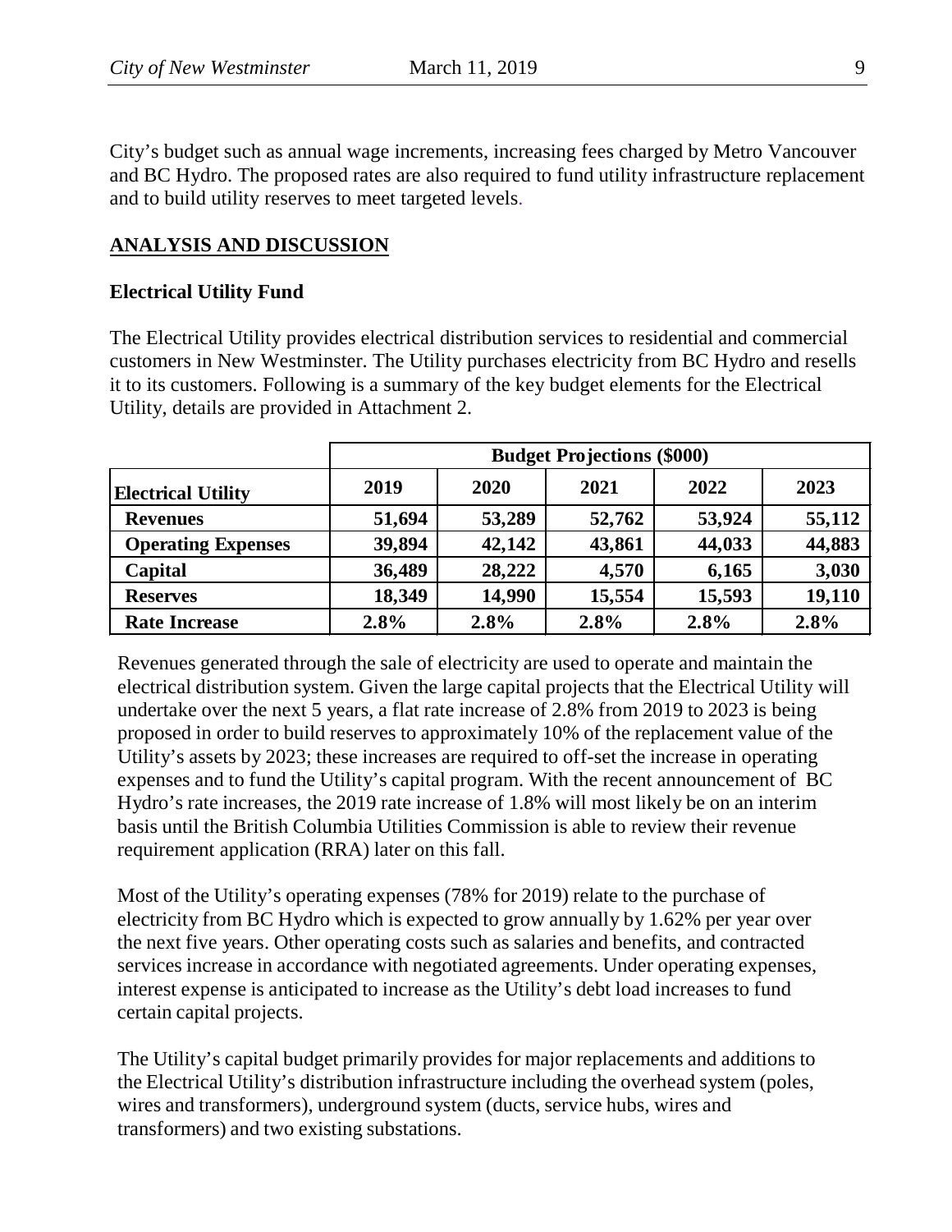City's budget such as annual wage increments, increasing fees charged by Metro Vancouver and BC Hydro. The proposed rates are also required to fund utility infrastructure replacement and to build utility reserves to meet targeted levels.

## ANALYSIS AND DISCUSSION

### Electrical Utility Fund

The Electrical Utility provides electrical distribution services to residential and commercial customers in New Westminster. The Utility purchases electricity from BC Hydro and resells it to its customers. Following is a summary of the key budget elements for the Electrical Utility, details are provided in Attachment 2.

| | Budget Projections ($000) | | | | |
|---|---|---|---|---|---|
| **Electrical Utility** | **2019** | **2020** | **2021** | **2022** | **2023** |
| **Revenues** | **51,694** | **53,289** | **52,762** | **53,924** | **55,112** |
| **Operating Expenses** | **39,894** | **42,142** | **43,861** | **44,033** | **44,883** |
| **Capital** | **36,489** | **28,222** | **4,570** | **6,165** | **3,030** |
| **Reserves** | **18,349** | **14,990** | **15,554** | **15,593** | **19,110** |
| **Rate Increase** | **2.8%** | **2.8%** | **2.8%** | **2.8%** | **2.8%** |

Revenues generated through the sale of electricity are used to operate and maintain the electrical distribution system. Given the large capital projects that the Electrical Utility will undertake over the next 5 years, a flat rate increase of 2.8% from 2019 to 2023 is being proposed in order to build reserves to approximately 10% of the replacement value of the Utility's assets by 2023; these increases are required to off-set the increase in operating expenses and to fund the Utility's capital program. With the recent announcement of BC Hydro's rate increases, the 2019 rate increase of 1.8% will most likely be on an interim basis until the British Columbia Utilities Commission is able to review their revenue requirement application (RRA) later on this fall.

Most of the Utility's operating expenses (78% for 2019) relate to the purchase of electricity from BC Hydro which is expected to grow annually by 1.62% per year over the next five years. Other operating costs such as salaries and benefits, and contracted services increase in accordance with negotiated agreements. Under operating expenses, interest expense is anticipated to increase as the Utility's debt load increases to fund certain capital projects.

The Utility's capital budget primarily provides for major replacements and additions to the Electrical Utility's distribution infrastructure including the overhead system (poles, wires and transformers), underground system (ducts, service hubs, wires and transformers) and two existing substations.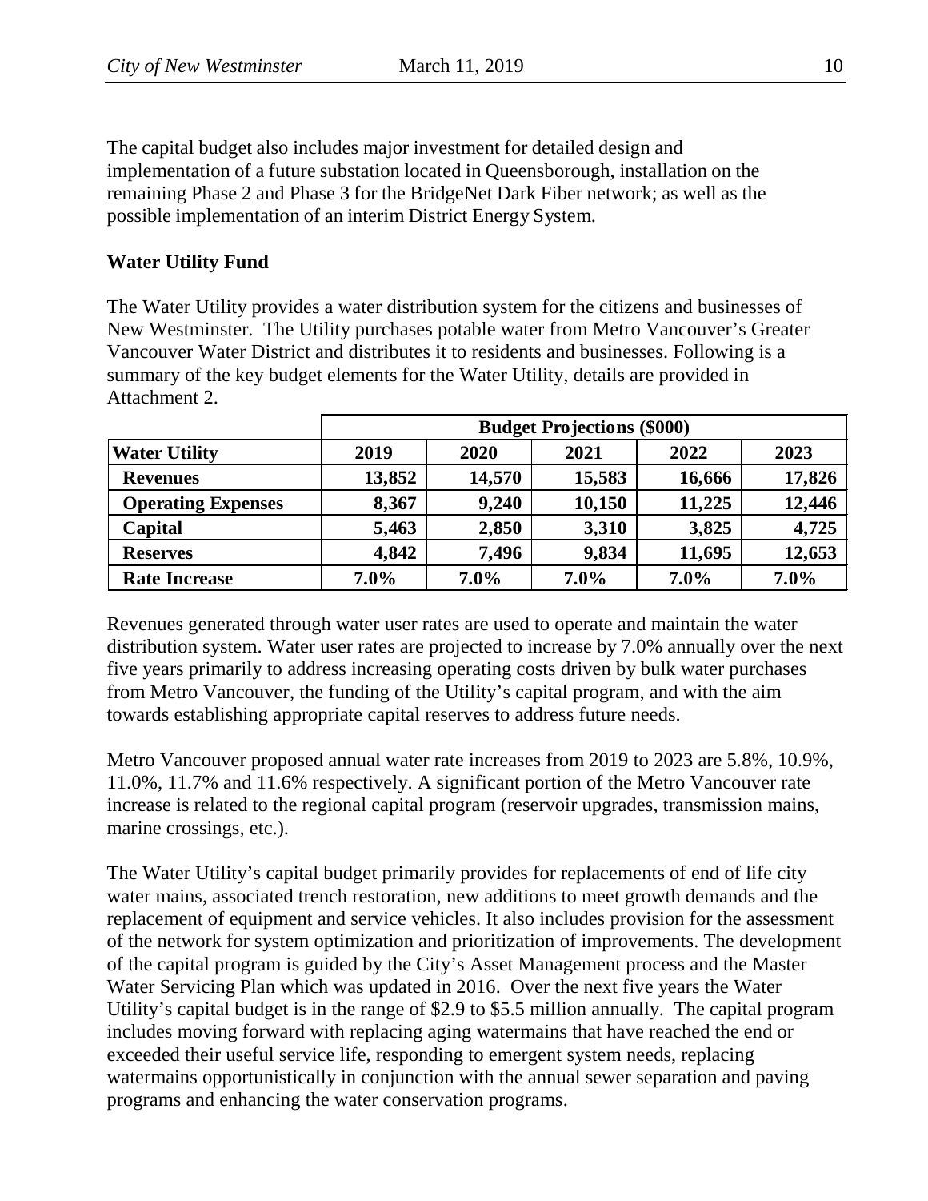The capital budget also includes major investment for detailed design and implementation of a future substation located in Queensborough, installation on the remaining Phase 2 and Phase 3 for the BridgeNet Dark Fiber network; as well as the possible implementation of an interim District Energy System.

**Water Utility Fund**

The Water Utility provides a water distribution system for the citizens and businesses of New Westminster. The Utility purchases potable water from Metro Vancouver's Greater Vancouver Water District and distributes it to residents and businesses. Following is a summary of the key budget elements for the Water Utility, details are provided in Attachment 2.

| | **Budget Projections ($000)** | | | | |
|---|---|---|---|---|---|
| **Water Utility** | **2019** | **2020** | **2021** | **2022** | **2023** |
| **Revenues** | **13,852** | **14,570** | **15,583** | **16,666** | **17,826** |
| **Operating Expenses** | **8,367** | **9,240** | **10,150** | **11,225** | **12,446** |
| **Capital** | **5,463** | **2,850** | **3,310** | **3,825** | **4,725** |
| **Reserves** | **4,842** | **7,496** | **9,834** | **11,695** | **12,653** |
| **Rate Increase** | **7.0%** | **7.0%** | **7.0%** | **7.0%** | **7.0%** |

Revenues generated through water user rates are used to operate and maintain the water distribution system. Water user rates are projected to increase by 7.0% annually over the next five years primarily to address increasing operating costs driven by bulk water purchases from Metro Vancouver, the funding of the Utility's capital program, and with the aim towards establishing appropriate capital reserves to address future needs.

Metro Vancouver proposed annual water rate increases from 2019 to 2023 are 5.8%, 10.9%, 11.0%, 11.7% and 11.6% respectively. A significant portion of the Metro Vancouver rate increase is related to the regional capital program (reservoir upgrades, transmission mains, marine crossings, etc.).

The Water Utility's capital budget primarily provides for replacements of end of life city water mains, associated trench restoration, new additions to meet growth demands and the replacement of equipment and service vehicles. It also includes provision for the assessment of the network for system optimization and prioritization of improvements. The development of the capital program is guided by the City's Asset Management process and the Master Water Servicing Plan which was updated in 2016. Over the next five years the Water Utility's capital budget is in the range of $2.9 to $5.5 million annually. The capital program includes moving forward with replacing aging watermains that have reached the end or exceeded their useful service life, responding to emergent system needs, replacing watermains opportunistically in conjunction with the annual sewer separation and paving programs and enhancing the water conservation programs.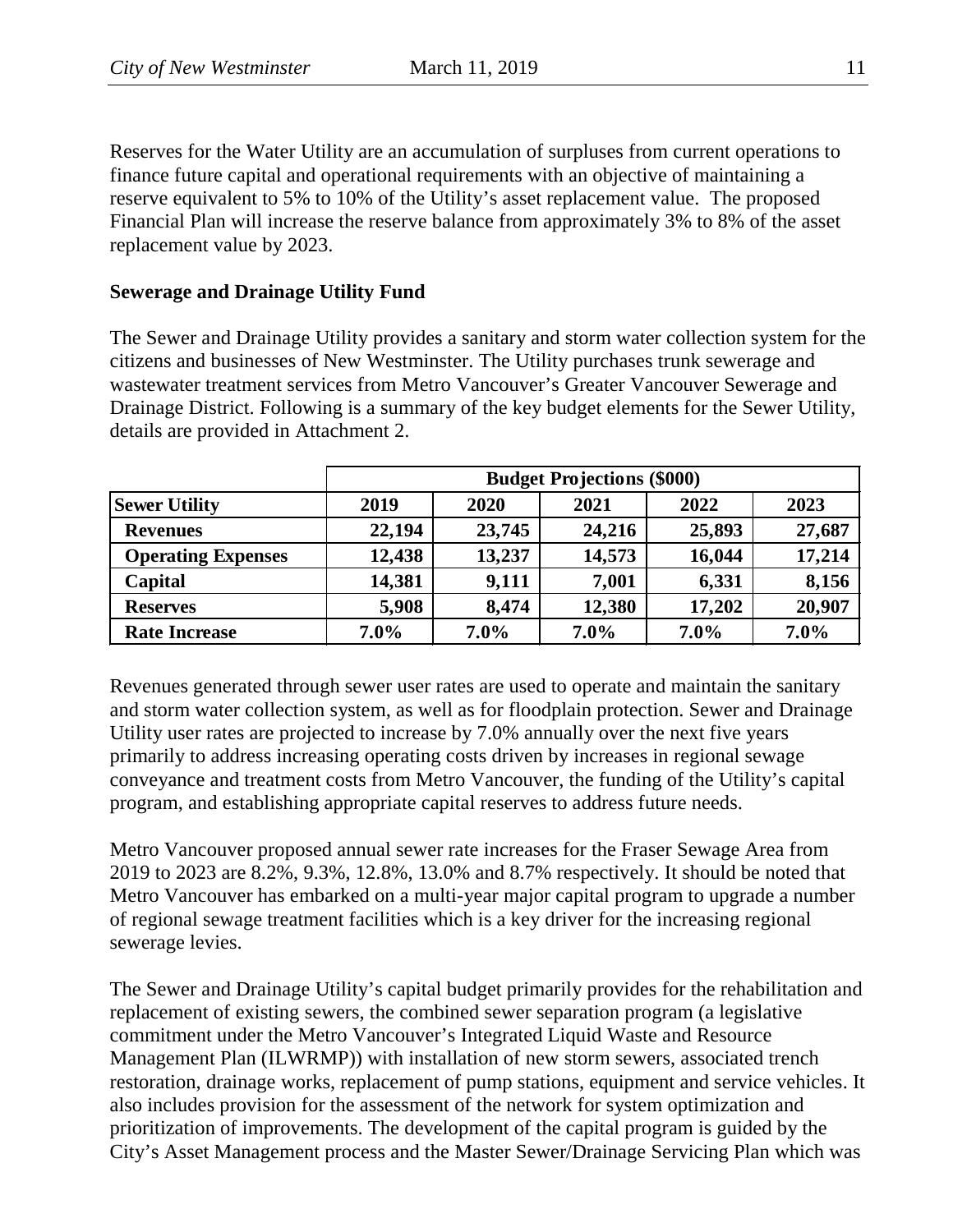Reserves for the Water Utility are an accumulation of surpluses from current operations to finance future capital and operational requirements with an objective of maintaining a reserve equivalent to 5% to 10% of the Utility's asset replacement value. The proposed Financial Plan will increase the reserve balance from approximately 3% to 8% of the asset replacement value by 2023.

**Sewerage and Drainage Utility Fund**

The Sewer and Drainage Utility provides a sanitary and storm water collection system for the citizens and businesses of New Westminster. The Utility purchases trunk sewerage and wastewater treatment services from Metro Vancouver's Greater Vancouver Sewerage and Drainage District. Following is a summary of the key budget elements for the Sewer Utility, details are provided in Attachment 2.

| | **Budget Projections ($000)** | | | | |
|---|---|---|---|---|---|
| **Sewer Utility** | **2019** | **2020** | **2021** | **2022** | **2023** |
| **Revenues** | **22,194** | **23,745** | **24,216** | **25,893** | **27,687** |
| **Operating Expenses** | **12,438** | **13,237** | **14,573** | **16,044** | **17,214** |
| **Capital** | **14,381** | **9,111** | **7,001** | **6,331** | **8,156** |
| **Reserves** | **5,908** | **8,474** | **12,380** | **17,202** | **20,907** |
| **Rate Increase** | **7.0%** | **7.0%** | **7.0%** | **7.0%** | **7.0%** |

Revenues generated through sewer user rates are used to operate and maintain the sanitary and storm water collection system, as well as for floodplain protection. Sewer and Drainage Utility user rates are projected to increase by 7.0% annually over the next five years primarily to address increasing operating costs driven by increases in regional sewage conveyance and treatment costs from Metro Vancouver, the funding of the Utility's capital program, and establishing appropriate capital reserves to address future needs.

Metro Vancouver proposed annual sewer rate increases for the Fraser Sewage Area from 2019 to 2023 are 8.2%, 9.3%, 12.8%, 13.0% and 8.7% respectively. It should be noted that Metro Vancouver has embarked on a multi-year major capital program to upgrade a number of regional sewage treatment facilities which is a key driver for the increasing regional sewerage levies.

The Sewer and Drainage Utility's capital budget primarily provides for the rehabilitation and replacement of existing sewers, the combined sewer separation program (a legislative commitment under the Metro Vancouver's Integrated Liquid Waste and Resource Management Plan (ILWRMP)) with installation of new storm sewers, associated trench restoration, drainage works, replacement of pump stations, equipment and service vehicles. It also includes provision for the assessment of the network for system optimization and prioritization of improvements. The development of the capital program is guided by the City's Asset Management process and the Master Sewer/Drainage Servicing Plan which was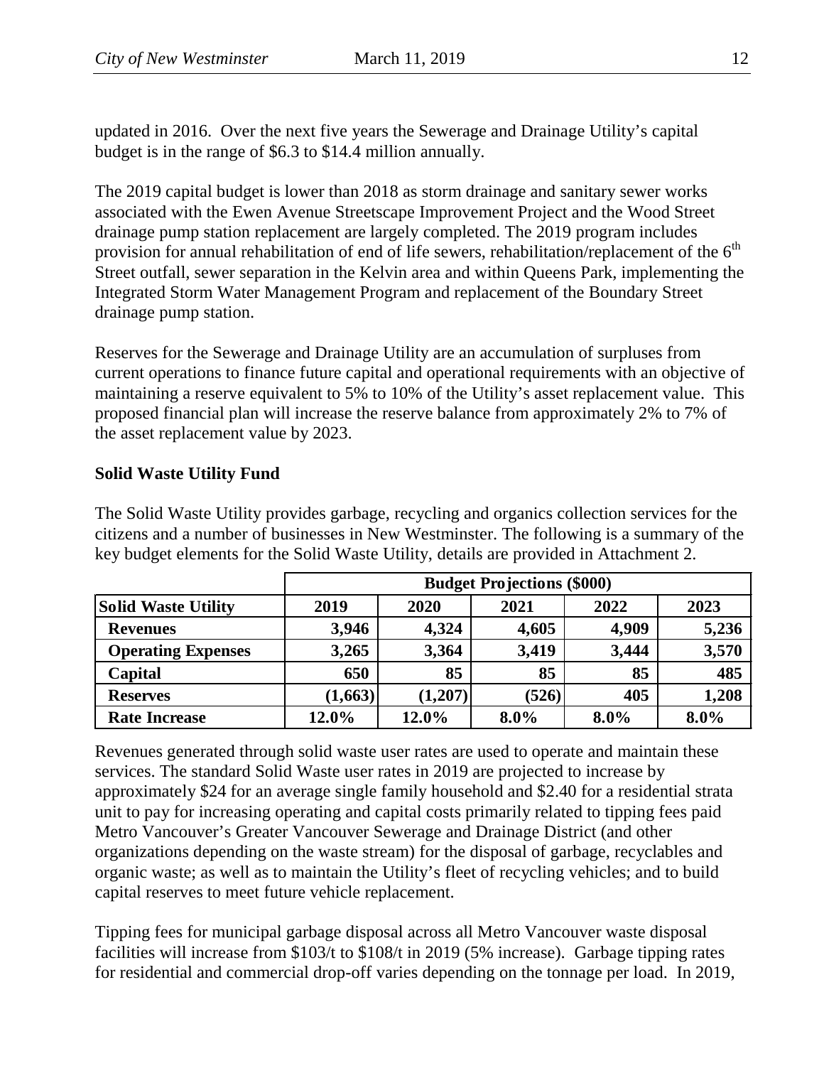updated in 2016. Over the next five years the Sewerage and Drainage Utility's capital budget is in the range of \$6.3 to \$14.4 million annually.

The 2019 capital budget is lower than 2018 as storm drainage and sanitary sewer works associated with the Ewen Avenue Streetscape Improvement Project and the Wood Street drainage pump station replacement are largely completed. The 2019 program includes provision for annual rehabilitation of end of life sewers, rehabilitation/replacement of the 6th Street outfall, sewer separation in the Kelvin area and within Queens Park, implementing the Integrated Storm Water Management Program and replacement of the Boundary Street drainage pump station.

Reserves for the Sewerage and Drainage Utility are an accumulation of surpluses from current operations to finance future capital and operational requirements with an objective of maintaining a reserve equivalent to 5% to 10% of the Utility's asset replacement value. This proposed financial plan will increase the reserve balance from approximately 2% to 7% of the asset replacement value by 2023.

**Solid Waste Utility Fund**

The Solid Waste Utility provides garbage, recycling and organics collection services for the citizens and a number of businesses in New Westminster. The following is a summary of the key budget elements for the Solid Waste Utility, details are provided in Attachment 2.

| | **Budget Projections (\$000)** | | | | |
|---|---|---|---|---|---|
| **Solid Waste Utility** | **2019** | **2020** | **2021** | **2022** | **2023** |
| **Revenues** | **3,946** | **4,324** | **4,605** | **4,909** | **5,236** |
| **Operating Expenses** | **3,265** | **3,364** | **3,419** | **3,444** | **3,570** |
| **Capital** | **650** | **85** | **85** | **85** | **485** |
| **Reserves** | **(1,663)** | **(1,207)** | **(526)** | **405** | **1,208** |
| **Rate Increase** | **12.0%** | **12.0%** | **8.0%** | **8.0%** | **8.0%** |

Revenues generated through solid waste user rates are used to operate and maintain these services. The standard Solid Waste user rates in 2019 are projected to increase by approximately \$24 for an average single family household and \$2.40 for a residential strata unit to pay for increasing operating and capital costs primarily related to tipping fees paid Metro Vancouver's Greater Vancouver Sewerage and Drainage District (and other organizations depending on the waste stream) for the disposal of garbage, recyclables and organic waste; as well as to maintain the Utility's fleet of recycling vehicles; and to build capital reserves to meet future vehicle replacement.

Tipping fees for municipal garbage disposal across all Metro Vancouver waste disposal facilities will increase from \$103/t to \$108/t in 2019 (5% increase). Garbage tipping rates for residential and commercial drop-off varies depending on the tonnage per load. In 2019,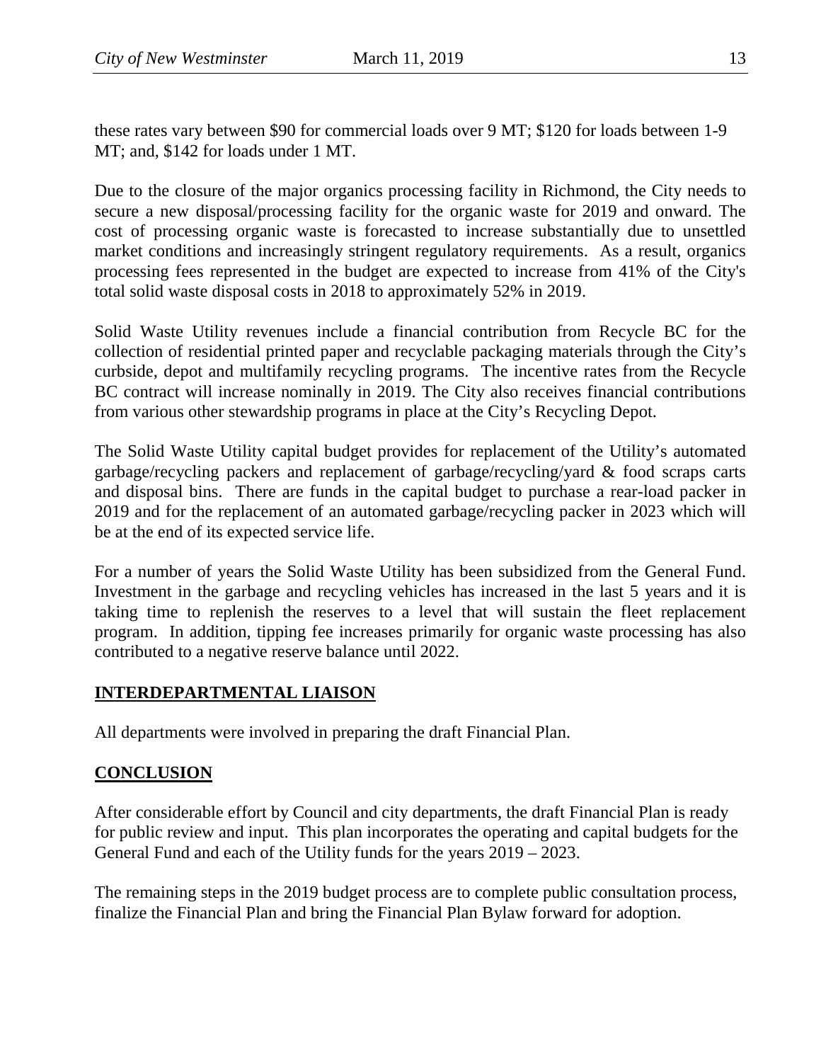these rates vary between $90 for commercial loads over 9 MT; $120 for loads between 1-9 MT; and, $142 for loads under 1 MT.

Due to the closure of the major organics processing facility in Richmond, the City needs to secure a new disposal/processing facility for the organic waste for 2019 and onward. The cost of processing organic waste is forecasted to increase substantially due to unsettled market conditions and increasingly stringent regulatory requirements. As a result, organics processing fees represented in the budget are expected to increase from 41% of the City's total solid waste disposal costs in 2018 to approximately 52% in 2019.

Solid Waste Utility revenues include a financial contribution from Recycle BC for the collection of residential printed paper and recyclable packaging materials through the City's curbside, depot and multifamily recycling programs. The incentive rates from the Recycle BC contract will increase nominally in 2019. The City also receives financial contributions from various other stewardship programs in place at the City's Recycling Depot.

The Solid Waste Utility capital budget provides for replacement of the Utility's automated garbage/recycling packers and replacement of garbage/recycling/yard & food scraps carts and disposal bins. There are funds in the capital budget to purchase a rear-load packer in 2019 and for the replacement of an automated garbage/recycling packer in 2023 which will be at the end of its expected service life.

For a number of years the Solid Waste Utility has been subsidized from the General Fund. Investment in the garbage and recycling vehicles has increased in the last 5 years and it is taking time to replenish the reserves to a level that will sustain the fleet replacement program. In addition, tipping fee increases primarily for organic waste processing has also contributed to a negative reserve balance until 2022.

## INTERDEPARTMENTAL LIAISON

All departments were involved in preparing the draft Financial Plan.

## CONCLUSION

After considerable effort by Council and city departments, the draft Financial Plan is ready for public review and input. This plan incorporates the operating and capital budgets for the General Fund and each of the Utility funds for the years 2019 – 2023.

The remaining steps in the 2019 budget process are to complete public consultation process, finalize the Financial Plan and bring the Financial Plan Bylaw forward for adoption.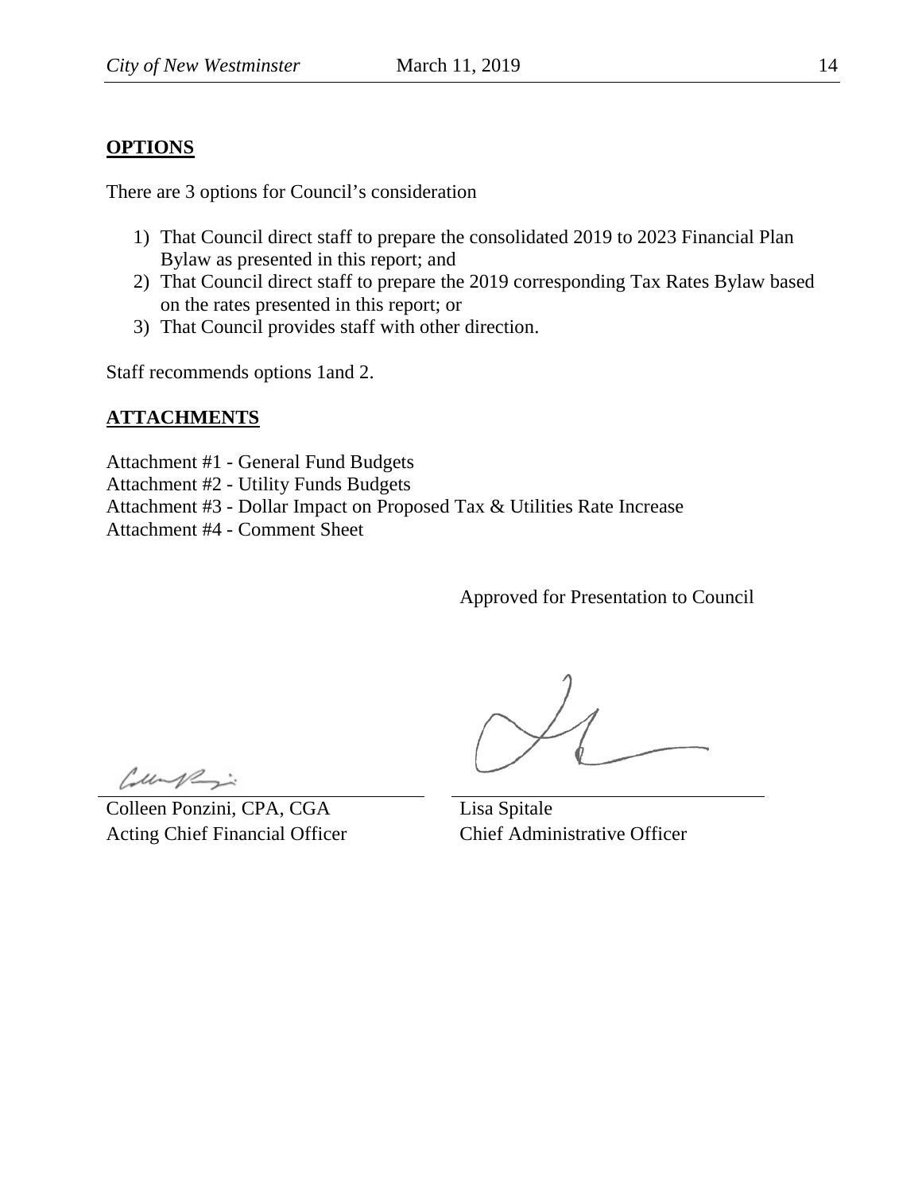## OPTIONS

There are 3 options for Council's consideration

1) That Council direct staff to prepare the consolidated 2019 to 2023 Financial Plan Bylaw as presented in this report; and
2) That Council direct staff to prepare the 2019 corresponding Tax Rates Bylaw based on the rates presented in this report; or
3) That Council provides staff with other direction.

Staff recommends options 1and 2.

## ATTACHMENTS

Attachment #1 - General Fund Budgets
Attachment #2 - Utility Funds Budgets
Attachment #3 - Dollar Impact on Proposed Tax & Utilities Rate Increase
Attachment #4 - Comment Sheet

Approved for Presentation to Council

Colleen Ponzini, CPA, CGA
Acting Chief Financial Officer

Lisa Spitale
Chief Administrative Officer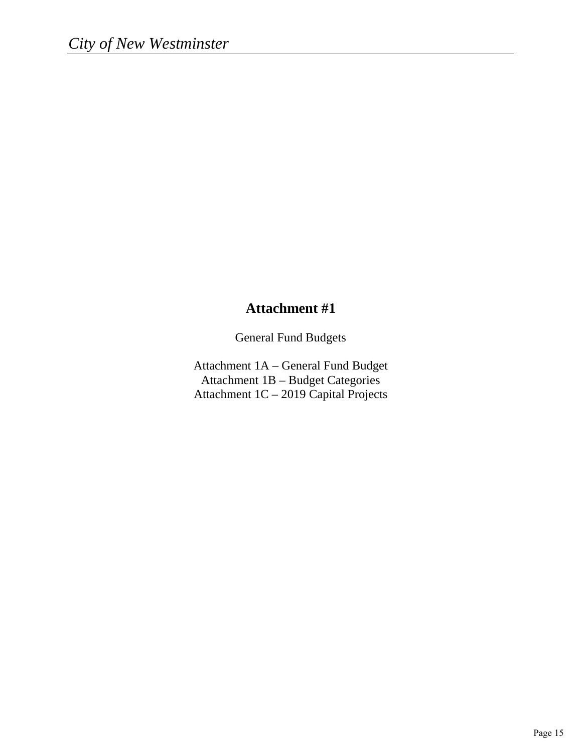# Attachment #1

General Fund Budgets

Attachment 1A – General Fund Budget
Attachment 1B – Budget Categories
Attachment 1C – 2019 Capital Projects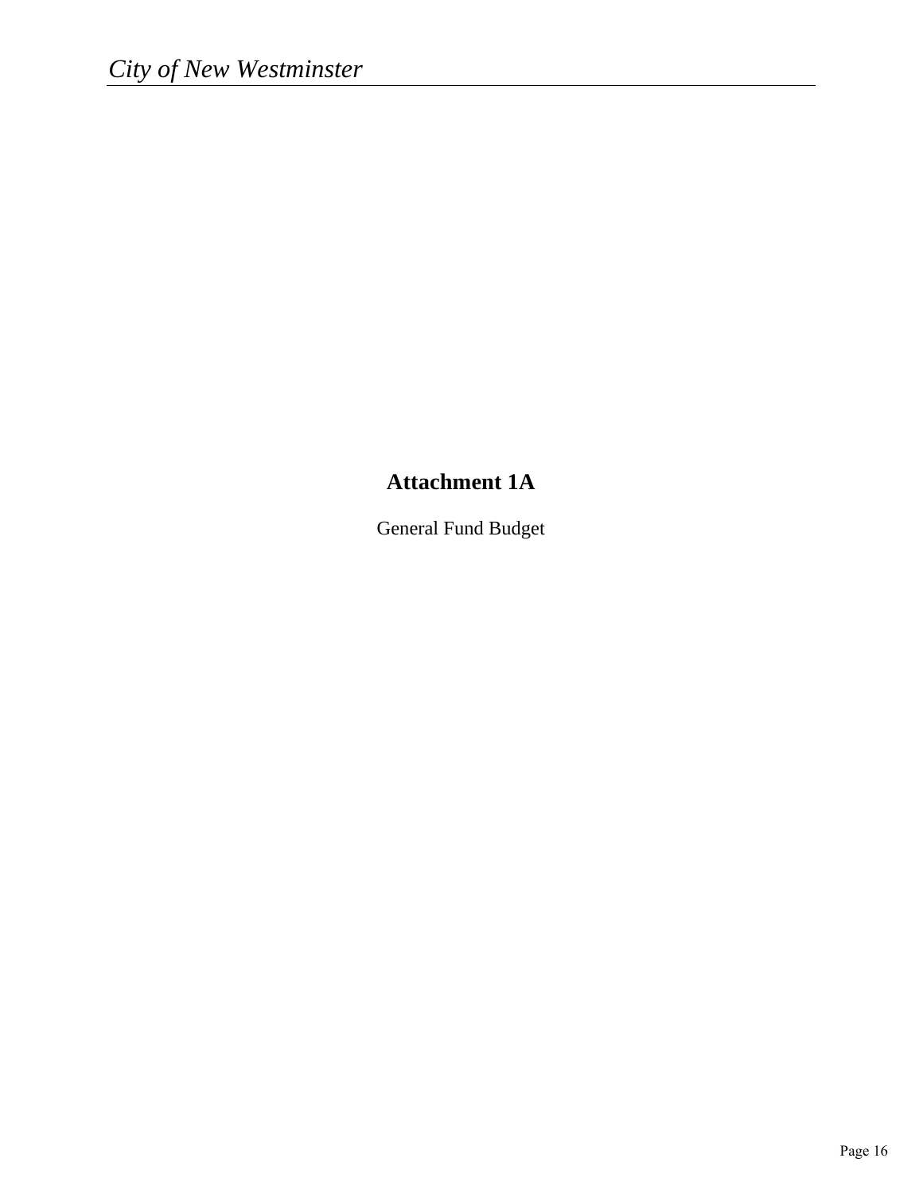# Attachment 1A

General Fund Budget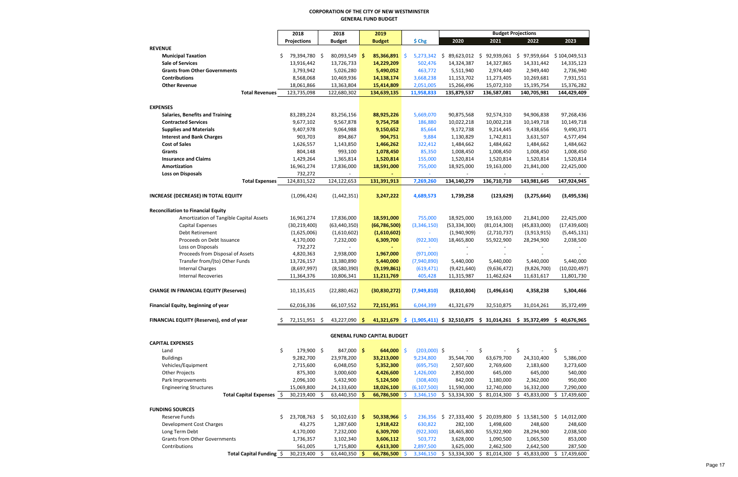**CORPORATION OF THE CITY OF NEW WESTMINSTER**
**GENERAL FUND BUDGET**

| | 2018 Projections | 2018 Budget | 2019 Budget | $ Chg | 2020 | 2021 | 2022 | 2023 |
|---|---|---|---|---|---|---|---|---|
| | | | | | Budget Projections | | | |
| **REVENUE** | | | | | | | | |
| **Municipal Taxation** | $ 79,394,780 | $ 80,093,549 | $ 85,366,891 | $ 5,273,342 | $ 89,623,012 | $ 92,939,061 | $ 97,959,664 | $ 104,049,513 |
| **Sale of Services** | 13,916,442 | 13,726,733 | 14,229,209 | 502,476 | 14,324,387 | 14,327,865 | 14,331,442 | 14,335,123 |
| **Grants from Other Governments** | 3,793,942 | 5,026,280 | 5,490,052 | 463,772 | 5,511,940 | 2,974,440 | 2,949,440 | 2,736,940 |
| **Contributions** | 8,568,068 | 10,469,936 | 14,138,174 | 3,668,238 | 11,153,702 | 11,273,405 | 10,269,681 | 7,931,551 |
| **Other Revenue** | 18,061,866 | 13,363,804 | 15,414,809 | 2,051,005 | 15,266,496 | 15,072,310 | 15,195,754 | 15,376,282 |
| **Total Revenues** | 123,735,098 | 122,680,302 | 134,639,135 | 11,958,833 | 135,879,537 | 136,587,081 | 140,705,981 | 144,429,409 |
| **EXPENSES** | | | | | | | | |
| **Salaries, Benefits and Training** | 83,289,224 | 83,256,156 | 88,925,226 | 5,669,070 | 90,875,568 | 92,574,310 | 94,906,838 | 97,268,436 |
| **Contracted Services** | 9,677,102 | 9,567,878 | 9,754,758 | 186,880 | 10,022,218 | 10,002,218 | 10,149,718 | 10,149,718 |
| **Supplies and Materials** | 9,407,978 | 9,064,988 | 9,150,652 | 85,664 | 9,172,738 | 9,214,445 | 9,438,656 | 9,490,371 |
| **Interest and Bank Charges** | 903,703 | 894,867 | 904,751 | 9,884 | 1,130,829 | 1,742,811 | 3,631,507 | 4,577,494 |
| **Cost of Sales** | 1,626,557 | 1,143,850 | 1,466,262 | 322,412 | 1,484,662 | 1,484,662 | 1,484,662 | 1,484,662 |
| **Grants** | 804,148 | 993,100 | 1,078,450 | 85,350 | 1,008,450 | 1,008,450 | 1,008,450 | 1,008,450 |
| **Insurance and Claims** | 1,429,264 | 1,365,814 | 1,520,814 | 155,000 | 1,520,814 | 1,520,814 | 1,520,814 | 1,520,814 |
| **Amortization** | 16,961,274 | 17,836,000 | 18,591,000 | 755,000 | 18,925,000 | 19,163,000 | 21,841,000 | 22,425,000 |
| **Loss on Disposals** | 732,272 | - | - | - | - | - | - | - |
| **Total Expenses** | 124,831,522 | 124,122,653 | 131,391,913 | 7,269,260 | 134,140,279 | 136,710,710 | 143,981,645 | 147,924,945 |
| **INCREASE (DECREASE) IN TOTAL EQUITY** | (1,096,424) | (1,442,351) | 3,247,222 | 4,689,573 | 1,739,258 | (123,629) | (3,275,664) | (3,495,536) |
| **Reconciliation to Financial Equity** | | | | | | | | |
| Amortization of Tangible Capital Assets | 16,961,274 | 17,836,000 | 18,591,000 | 755,000 | 18,925,000 | 19,163,000 | 21,841,000 | 22,425,000 |
| Capital Expenses | (30,219,400) | (63,440,350) | (66,786,500) | (3,346,150) | (53,334,300) | (81,014,300) | (45,833,000) | (17,439,600) |
| Debt Retirement | (1,625,006) | (1,610,602) | (1,610,602) | - | (1,940,909) | (2,710,737) | (3,913,915) | (5,445,131) |
| Proceeds on Debt Issuance | 4,170,000 | 7,232,000 | 6,309,700 | (922,300) | 18,465,800 | 55,922,900 | 28,294,900 | 2,038,500 |
| Loss on Disposals | 732,272 | - | - | - | - | - | - | - |
| Proceeds from Disposal of Assets | 4,820,363 | 2,938,000 | 1,967,000 | (971,000) | - | - | - | - |
| Transfer from/(to) Other Funds | 13,726,157 | 13,380,890 | 5,440,000 | (7,940,890) | 5,440,000 | 5,440,000 | 5,440,000 | 5,440,000 |
| Internal Charges | (8,697,997) | (8,580,390) | (9,199,861) | (619,471) | (9,421,640) | (9,636,472) | (9,826,700) | (10,020,497) |
| Internal Recoveries | 11,364,376 | 10,806,341 | 11,211,769 | 405,428 | 11,315,987 | 11,462,624 | 11,631,617 | 11,801,730 |
| **CHANGE IN FINANCIAL EQUITY (Reserves)** | 10,135,615 | (22,880,462) | (30,830,272) | (7,949,810) | (8,810,804) | (1,496,614) | 4,358,238 | 5,304,466 |
| **Financial Equity, beginning of year** | 62,016,336 | 66,107,552 | 72,151,951 | 6,044,399 | 41,321,679 | 32,510,875 | 31,014,261 | 35,372,499 |
| **FINANCIAL EQUITY (Reserves), end of year** | $ 72,151,951 | $ 43,227,090 | $ 41,321,679 | $ (1,905,411) | $ 32,510,875 | $ 31,014,261 | $ 35,372,499 | $ 40,676,965 |

**GENERAL FUND CAPITAL BUDGET**

| | 2018 Projections | 2018 Budget | 2019 Budget | $ Chg | 2020 | 2021 | 2022 | 2023 |
|---|---|---|---|---|---|---|---|---|
| **CAPITAL EXPENSES** | | | | | | | | |
| Land | $ 179,900 | $ 847,000 | $ 644,000 | $ (203,000) | $ - | $ - | $ - | $ - |
| Buildings | 9,282,700 | 23,978,200 | 33,213,000 | 9,234,800 | 35,544,700 | 63,679,700 | 24,310,400 | 5,386,000 |
| Vehicles/Equipment | 2,715,600 | 6,048,050 | 5,352,300 | (695,750) | 2,507,600 | 2,769,600 | 2,183,600 | 3,273,600 |
| Other Projects | 875,300 | 3,000,600 | 4,426,600 | 1,426,000 | 2,850,000 | 645,000 | 645,000 | 540,000 |
| Park Improvements | 2,096,100 | 5,432,900 | 5,124,500 | (308,400) | 842,000 | 1,180,000 | 2,362,000 | 950,000 |
| Engineering Structures | 15,069,800 | 24,133,600 | 18,026,100 | (6,107,500) | 11,590,000 | 12,740,000 | 16,332,000 | 7,290,000 |
| **Total Capital Expenses** | $ 30,219,400 | $ 63,440,350 | $ 66,786,500 | $ 3,346,150 | $ 53,334,300 | $ 81,014,300 | $ 45,833,000 | $ 17,439,600 |
| **FUNDING SOURCES** | | | | | | | | |
| Reserve Funds | $ 23,708,763 | $ 50,102,610 | $ 50,338,966 | $ 236,356 | $ 27,333,400 | $ 20,039,800 | $ 13,581,500 | $ 14,012,000 |
| Development Cost Charges | 43,275 | 1,287,600 | 1,918,422 | 630,822 | 282,100 | 1,498,600 | 248,600 | 248,600 |
| Long Term Debt | 4,170,000 | 7,232,000 | 6,309,700 | (922,300) | 18,465,800 | 55,922,900 | 28,294,900 | 2,038,500 |
| Grants from Other Governments | 1,736,357 | 3,102,340 | 3,606,112 | 503,772 | 3,628,000 | 1,090,500 | 1,065,500 | 853,000 |
| Contributions | 561,005 | 1,715,800 | 4,613,300 | 2,897,500 | 3,625,000 | 2,462,500 | 2,642,500 | 287,500 |
| **Total Capital Funding** | $ 30,219,400 | $ 63,440,350 | $ 66,786,500 | $ 3,346,150 | $ 53,334,300 | $ 81,014,300 | $ 45,833,000 | $ 17,439,600 |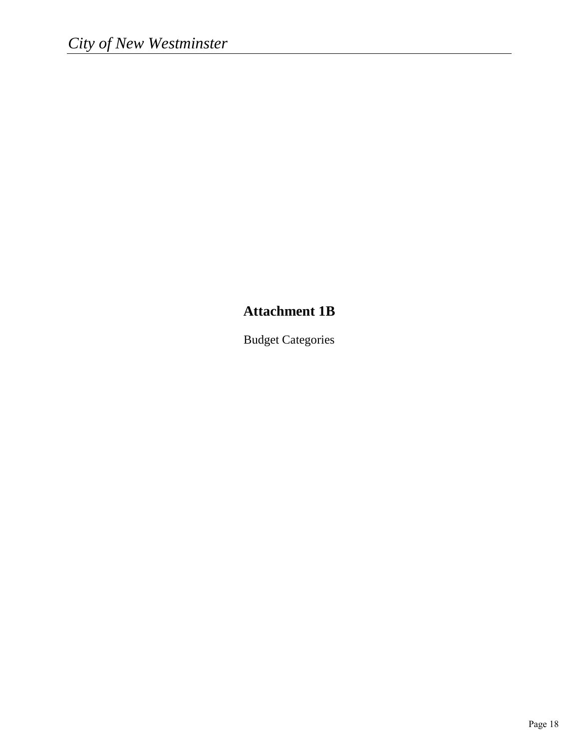# Attachment 1B

Budget Categories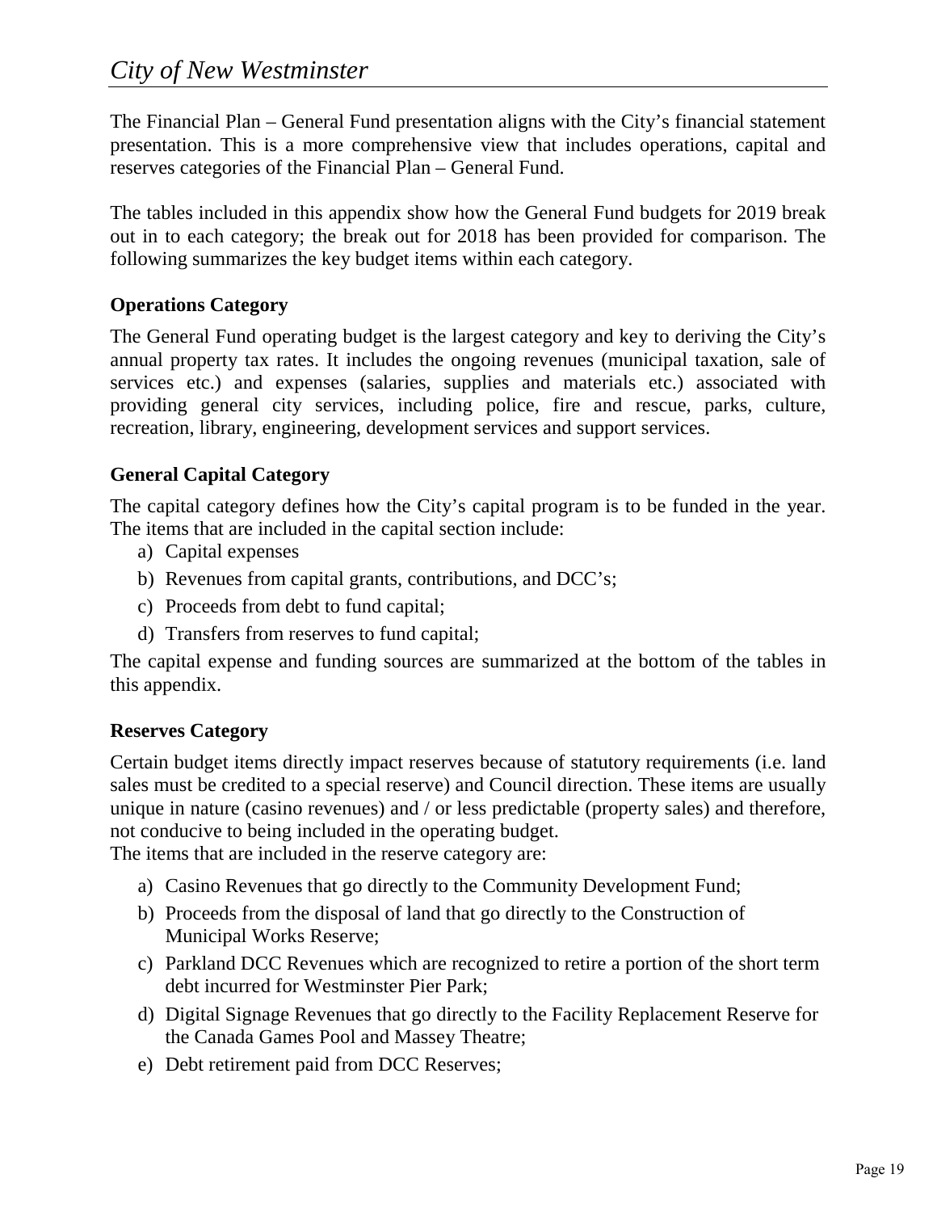The Financial Plan – General Fund presentation aligns with the City's financial statement presentation. This is a more comprehensive view that includes operations, capital and reserves categories of the Financial Plan – General Fund.

The tables included in this appendix show how the General Fund budgets for 2019 break out in to each category; the break out for 2018 has been provided for comparison. The following summarizes the key budget items within each category.

### Operations Category

The General Fund operating budget is the largest category and key to deriving the City's annual property tax rates. It includes the ongoing revenues (municipal taxation, sale of services etc.) and expenses (salaries, supplies and materials etc.) associated with providing general city services, including police, fire and rescue, parks, culture, recreation, library, engineering, development services and support services.

### General Capital Category

The capital category defines how the City's capital program is to be funded in the year. The items that are included in the capital section include:

a) Capital expenses
b) Revenues from capital grants, contributions, and DCC's;
c) Proceeds from debt to fund capital;
d) Transfers from reserves to fund capital;

The capital expense and funding sources are summarized at the bottom of the tables in this appendix.

### Reserves Category

Certain budget items directly impact reserves because of statutory requirements (i.e. land sales must be credited to a special reserve) and Council direction. These items are usually unique in nature (casino revenues) and / or less predictable (property sales) and therefore, not conducive to being included in the operating budget.
The items that are included in the reserve category are:

a) Casino Revenues that go directly to the Community Development Fund;
b) Proceeds from the disposal of land that go directly to the Construction of Municipal Works Reserve;
c) Parkland DCC Revenues which are recognized to retire a portion of the short term debt incurred for Westminster Pier Park;
d) Digital Signage Revenues that go directly to the Facility Replacement Reserve for the Canada Games Pool and Massey Theatre;
e) Debt retirement paid from DCC Reserves;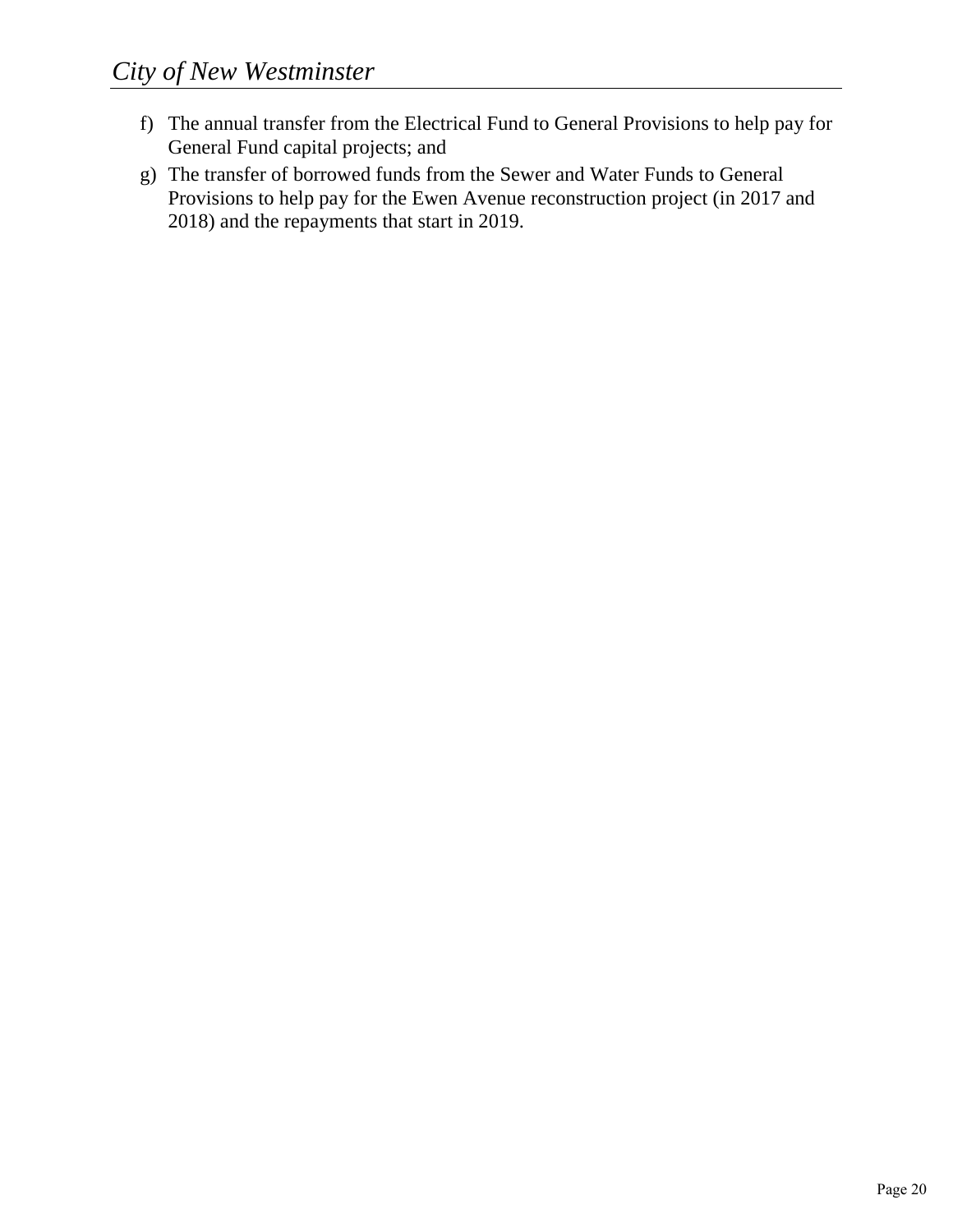f) The annual transfer from the Electrical Fund to General Provisions to help pay for General Fund capital projects; and
g) The transfer of borrowed funds from the Sewer and Water Funds to General Provisions to help pay for the Ewen Avenue reconstruction project (in 2017 and 2018) and the repayments that start in 2019.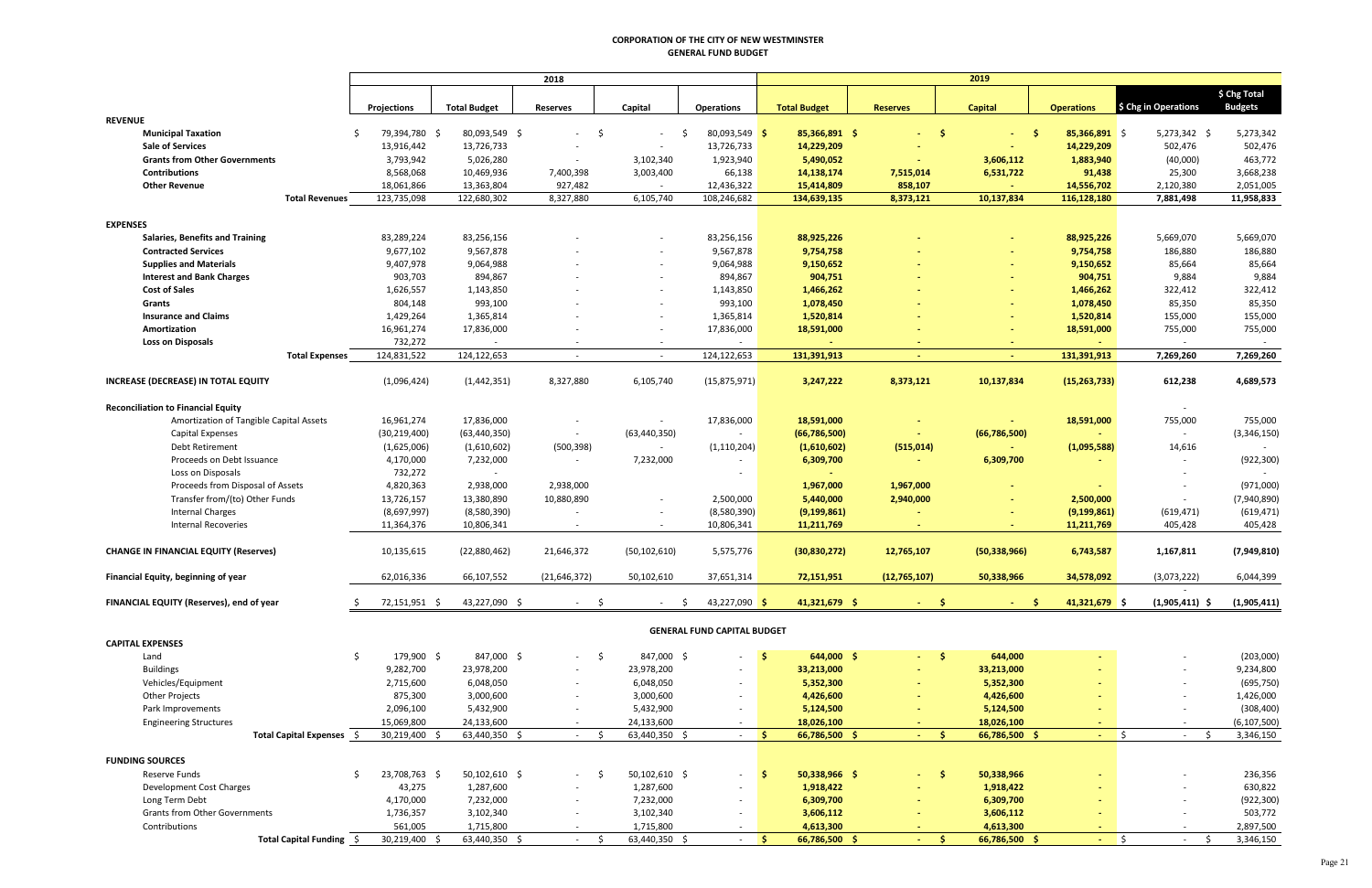# CORPORATION OF THE CITY OF NEW WESTMINSTER

## GENERAL FUND BUDGET

| | 2018 | | | | | 2019 | | | | | |
|---|---|---|---|---|---|---|---|---|---|---|---|
| | Projections | Total Budget | Reserves | Capital | Operations | Total Budget | Reserves | Capital | Operations | $ Chg in Operations | $ Chg Total Budgets |
| **REVENUE** | | | | | | | | | | | |
| **Municipal Taxation** | $ 79,394,780 | $ 80,093,549 | $ - | $ - | $ 80,093,549 | $ 85,366,891 | $ - | $ - | $ 85,366,891 | $ 5,273,342 | $ 5,273,342 |
| **Sale of Services** | 13,916,442 | 13,726,733 | - | - | 13,726,733 | 14,229,209 | - | - | 14,229,209 | 502,476 | 502,476 |
| **Grants from Other Governments** | 3,793,942 | 5,026,280 | - | 3,102,340 | 1,923,940 | 5,490,052 | - | 3,606,112 | 1,883,940 | (40,000) | 463,772 |
| **Contributions** | 8,568,068 | 10,469,936 | 7,400,398 | 3,003,400 | 66,138 | 14,138,174 | 7,515,014 | 6,531,722 | 91,438 | 25,300 | 3,668,238 |
| **Other Revenue** | 18,061,866 | 13,363,804 | 927,482 | - | 12,436,322 | 15,414,809 | 858,107 | - | 14,556,702 | 2,120,380 | 2,051,005 |
| **Total Revenues** | 123,735,098 | 122,680,302 | 8,327,880 | 6,105,740 | 108,246,682 | 134,639,135 | 8,373,121 | 10,137,834 | 116,128,180 | 7,881,498 | 11,958,833 |
| **EXPENSES** | | | | | | | | | | | |
| **Salaries, Benefits and Training** | 83,289,224 | 83,256,156 | - | - | 83,256,156 | 88,925,226 | - | - | 88,925,226 | 5,669,070 | 5,669,070 |
| **Contracted Services** | 9,677,102 | 9,567,878 | - | - | 9,567,878 | 9,754,758 | - | - | 9,754,758 | 186,880 | 186,880 |
| **Supplies and Materials** | 9,407,978 | 9,064,988 | - | - | 9,064,988 | 9,150,652 | - | - | 9,150,652 | 85,664 | 85,664 |
| **Interest and Bank Charges** | 903,703 | 894,867 | - | - | 894,867 | 904,751 | - | - | 904,751 | 9,884 | 9,884 |
| **Cost of Sales** | 1,626,557 | 1,143,850 | - | - | 1,143,850 | 1,466,262 | - | - | 1,466,262 | 322,412 | 322,412 |
| **Grants** | 804,148 | 993,100 | - | - | 993,100 | 1,078,450 | - | - | 1,078,450 | 85,350 | 85,350 |
| **Insurance and Claims** | 1,429,264 | 1,365,814 | - | - | 1,365,814 | 1,520,814 | - | - | 1,520,814 | 155,000 | 155,000 |
| **Amortization** | 16,961,274 | 17,836,000 | - | - | 17,836,000 | 18,591,000 | - | - | 18,591,000 | 755,000 | 755,000 |
| **Loss on Disposals** | 732,272 | - | - | - | - | - | - | - | - | - | - |
| **Total Expenses** | 124,831,522 | 124,122,653 | - | - | 124,122,653 | 131,391,913 | - | - | 131,391,913 | 7,269,260 | 7,269,260 |
| **INCREASE (DECREASE) IN TOTAL EQUITY** | (1,096,424) | (1,442,351) | 8,327,880 | 6,105,740 | (15,875,971) | 3,247,222 | 8,373,121 | 10,137,834 | (15,263,733) | 612,238 | 4,689,573 |
| **Reconciliation to Financial Equity** | | | | | | | | | | - | |
| Amortization of Tangible Capital Assets | 16,961,274 | 17,836,000 | - | - | 17,836,000 | 18,591,000 | - | - | 18,591,000 | 755,000 | 755,000 |
| Capital Expenses | (30,219,400) | (63,440,350) | - | (63,440,350) | - | (66,786,500) | - | (66,786,500) | - | - | (3,346,150) |
| Debt Retirement | (1,625,006) | (1,610,602) | (500,398) | - | (1,110,204) | (1,610,602) | (515,014) | - | (1,095,588) | 14,616 | - |
| Proceeds on Debt Issuance | 4,170,000 | 7,232,000 | - | 7,232,000 | - | 6,309,700 | - | 6,309,700 | - | - | (922,300) |
| Loss on Disposals | 732,272 | - | - | - | - | | | | | - | - |
| Proceeds from Disposal of Assets | 4,820,363 | 2,938,000 | 2,938,000 | | | 1,967,000 | 1,967,000 | - | - | - | (971,000) |
| Transfer from/(to) Other Funds | 13,726,157 | 13,380,890 | 10,880,890 | - | 2,500,000 | 5,440,000 | 2,940,000 | - | 2,500,000 | - | (7,940,890) |
| Internal Charges | (8,697,997) | (8,580,390) | - | - | (8,580,390) | (9,199,861) | - | - | (9,199,861) | (619,471) | (619,471) |
| Internal Recoveries | 11,364,376 | 10,806,341 | - | - | 10,806,341 | 11,211,769 | - | - | 11,211,769 | 405,428 | 405,428 |
| **CHANGE IN FINANCIAL EQUITY (Reserves)** | 10,135,615 | (22,880,462) | 21,646,372 | (50,102,610) | 5,575,776 | (30,830,272) | 12,765,107 | (50,338,966) | 6,743,587 | 1,167,811 | (7,949,810) |
| **Financial Equity, beginning of year** | 62,016,336 | 66,107,552 | (21,646,372) | 50,102,610 | 37,651,314 | 72,151,951 | (12,765,107) | 50,338,966 | 34,578,092 | (3,073,222) | 6,044,399 |
| **FINANCIAL EQUITY (Reserves), end of year** | $ 72,151,951 | $ 43,227,090 | $ - | $ - | $ 43,227,090 | $ 41,321,679 | $ - | $ - | $ 41,321,679 | $ (1,905,411) | $ (1,905,411) |

## GENERAL FUND CAPITAL BUDGET

| | Projections | Total Budget | Reserves | Capital | Operations | Total Budget | Reserves | Capital | Operations | $ Chg in Operations | $ Chg Total Budgets |
|---|---|---|---|---|---|---|---|---|---|---|---|
| **CAPITAL EXPENSES** | | | | | | | | | | | |
| Land | $ 179,900 | $ 847,000 | $ - | $ 847,000 | $ - | $ 644,000 | $ - | $ 644,000 | - | - | (203,000) |
| Buildings | 9,282,700 | 23,978,200 | - | 23,978,200 | - | 33,213,000 | - | 33,213,000 | - | - | 9,234,800 |
| Vehicles/Equipment | 2,715,600 | 6,048,050 | - | 6,048,050 | - | 5,352,300 | - | 5,352,300 | - | - | (695,750) |
| Other Projects | 875,300 | 3,000,600 | - | 3,000,600 | - | 4,426,600 | - | 4,426,600 | - | - | 1,426,000 |
| Park Improvements | 2,096,100 | 5,432,900 | - | 5,432,900 | - | 5,124,500 | - | 5,124,500 | - | - | (308,400) |
| Engineering Structures | 15,069,800 | 24,133,600 | - | 24,133,600 | - | 18,026,100 | - | 18,026,100 | - | - | (6,107,500) |
| **Total Capital Expenses** | $ 30,219,400 | $ 63,440,350 | $ - | $ 63,440,350 | $ - | $ 66,786,500 | $ - | $ 66,786,500 | $ - | $ - | $ 3,346,150 |
| **FUNDING SOURCES** | | | | | | | | | | | |
| Reserve Funds | $ 23,708,763 | $ 50,102,610 | $ - | $ 50,102,610 | $ - | $ 50,338,966 | $ - | $ 50,338,966 | - | - | 236,356 |
| Development Cost Charges | 43,275 | 1,287,600 | - | 1,287,600 | - | 1,918,422 | - | 1,918,422 | - | - | 630,822 |
| Long Term Debt | 4,170,000 | 7,232,000 | - | 7,232,000 | - | 6,309,700 | - | 6,309,700 | - | - | (922,300) |
| Grants from Other Governments | 1,736,357 | 3,102,340 | - | 3,102,340 | - | 3,606,112 | - | 3,606,112 | - | - | 503,772 |
| Contributions | 561,005 | 1,715,800 | - | 1,715,800 | - | 4,613,300 | - | 4,613,300 | - | - | 2,897,500 |
| **Total Capital Funding** | $ 30,219,400 | $ 63,440,350 | $ - | $ 63,440,350 | $ - | $ 66,786,500 | $ - | $ 66,786,500 | $ - | $ - | $ 3,346,150 |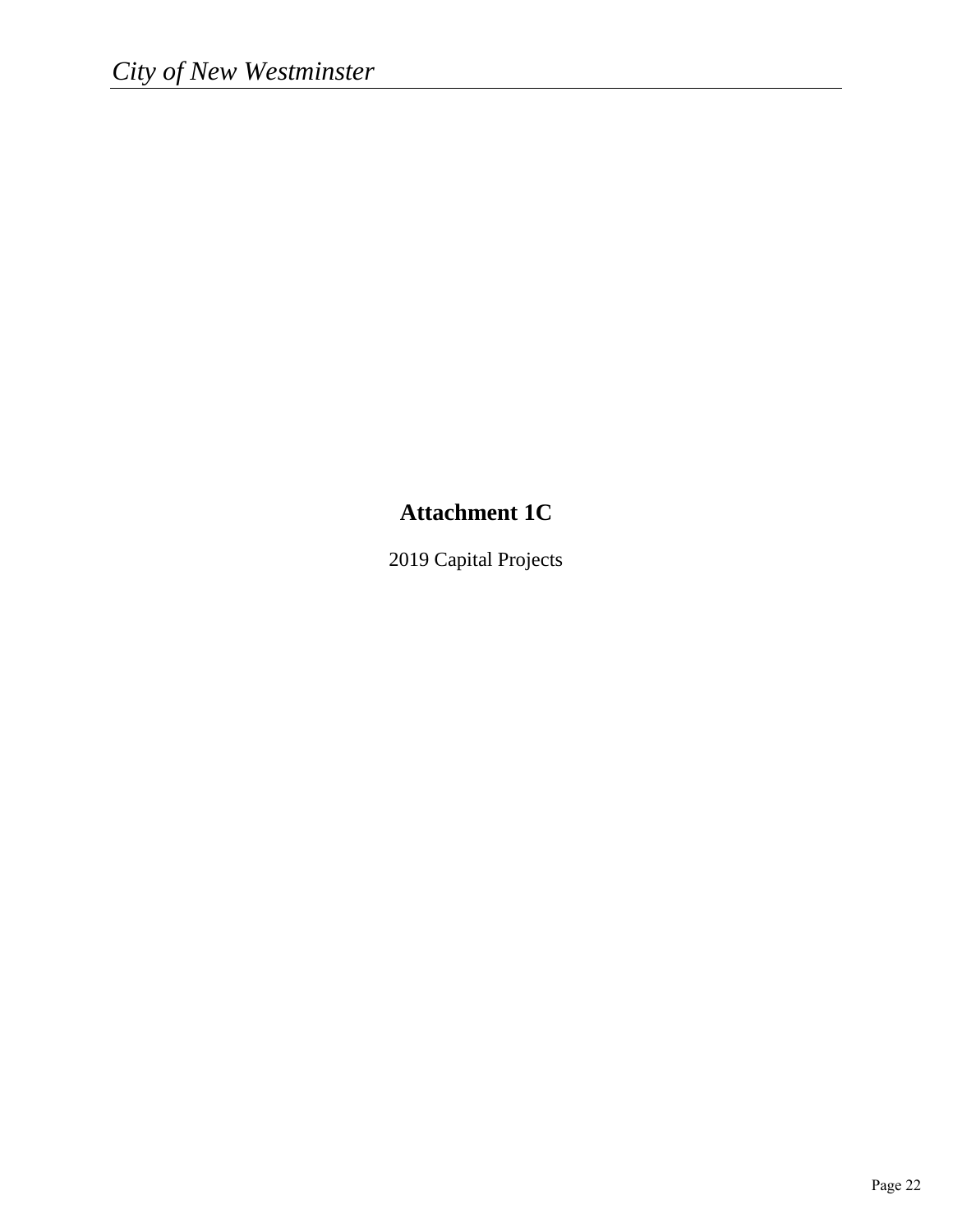# Attachment 1C

2019 Capital Projects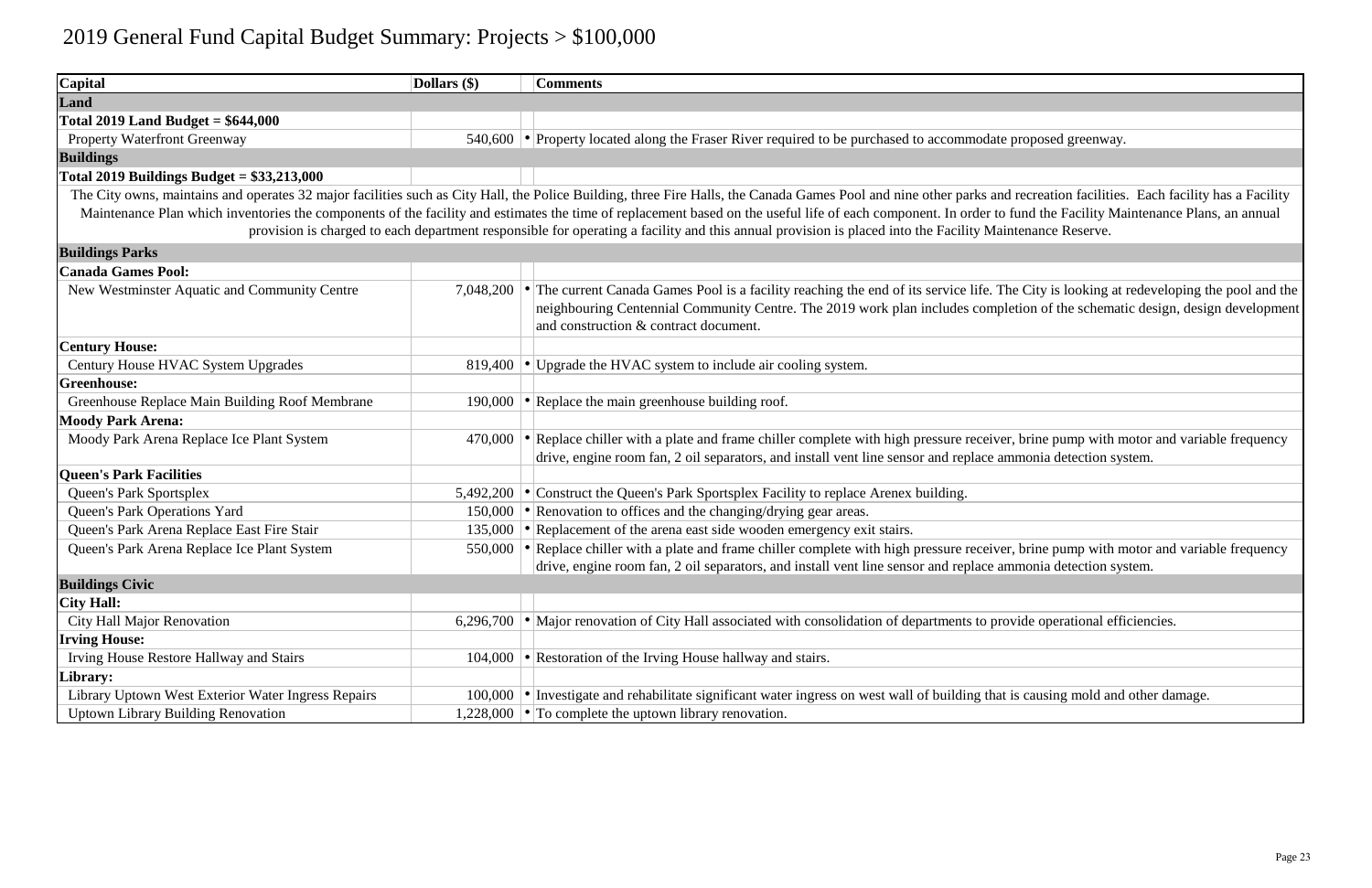# 2019 General Fund Capital Budget Summary: Projects > $100,000

| Capital | Dollars ($) | Comments |
|---|---|---|
| **Land** | | |
| **Total 2019 Land Budget = $644,000** | | |
| Property Waterfront Greenway | 540,600 | • Property located along the Fraser River required to be purchased to accommodate proposed greenway. |
| **Buildings** | | |
| **Total 2019 Buildings Budget = $33,213,000** | | |
| The City owns, maintains and operates 32 major facilities such as City Hall, the Police Building, three Fire Halls, the Canada Games Pool and nine other parks and recreation facilities. Each facility has a Facility Maintenance Plan which inventories the components of the facility and estimates the time of replacement based on the useful life of each component. In order to fund the Facility Maintenance Plans, an annual provision is charged to each department responsible for operating a facility and this annual provision is placed into the Facility Maintenance Reserve. | | |
| **Buildings Parks** | | |
| **Canada Games Pool:** | | |
| New Westminster Aquatic and Community Centre | 7,048,200 | • The current Canada Games Pool is a facility reaching the end of its service life. The City is looking at redeveloping the pool and the neighbouring Centennial Community Centre. The 2019 work plan includes completion of the schematic design, design development and construction & contract document. |
| **Century House:** | | |
| Century House HVAC System Upgrades | 819,400 | • Upgrade the HVAC system to include air cooling system. |
| **Greenhouse:** | | |
| Greenhouse Replace Main Building Roof Membrane | 190,000 | • Replace the main greenhouse building roof. |
| **Moody Park Arena:** | | |
| Moody Park Arena Replace Ice Plant System | 470,000 | • Replace chiller with a plate and frame chiller complete with high pressure receiver, brine pump with motor and variable frequency drive, engine room fan, 2 oil separators, and install vent line sensor and replace ammonia detection system. |
| **Queen's Park Facilities** | | |
| Queen's Park Sportsplex | 5,492,200 | • Construct the Queen's Park Sportsplex Facility to replace Arenex building. |
| Queen's Park Operations Yard | 150,000 | • Renovation to offices and the changing/drying gear areas. |
| Queen's Park Arena Replace East Fire Stair | 135,000 | • Replacement of the arena east side wooden emergency exit stairs. |
| Queen's Park Arena Replace Ice Plant System | 550,000 | • Replace chiller with a plate and frame chiller complete with high pressure receiver, brine pump with motor and variable frequency drive, engine room fan, 2 oil separators, and install vent line sensor and replace ammonia detection system. |
| **Buildings Civic** | | |
| **City Hall:** | | |
| City Hall Major Renovation | 6,296,700 | • Major renovation of City Hall associated with consolidation of departments to provide operational efficiencies. |
| **Irving House:** | | |
| Irving House Restore Hallway and Stairs | 104,000 | • Restoration of the Irving House hallway and stairs. |
| **Library:** | | |
| Library Uptown West Exterior Water Ingress Repairs | 100,000 | • Investigate and rehabilitate significant water ingress on west wall of building that is causing mold and other damage. |
| Uptown Library Building Renovation | 1,228,000 | • To complete the uptown library renovation. |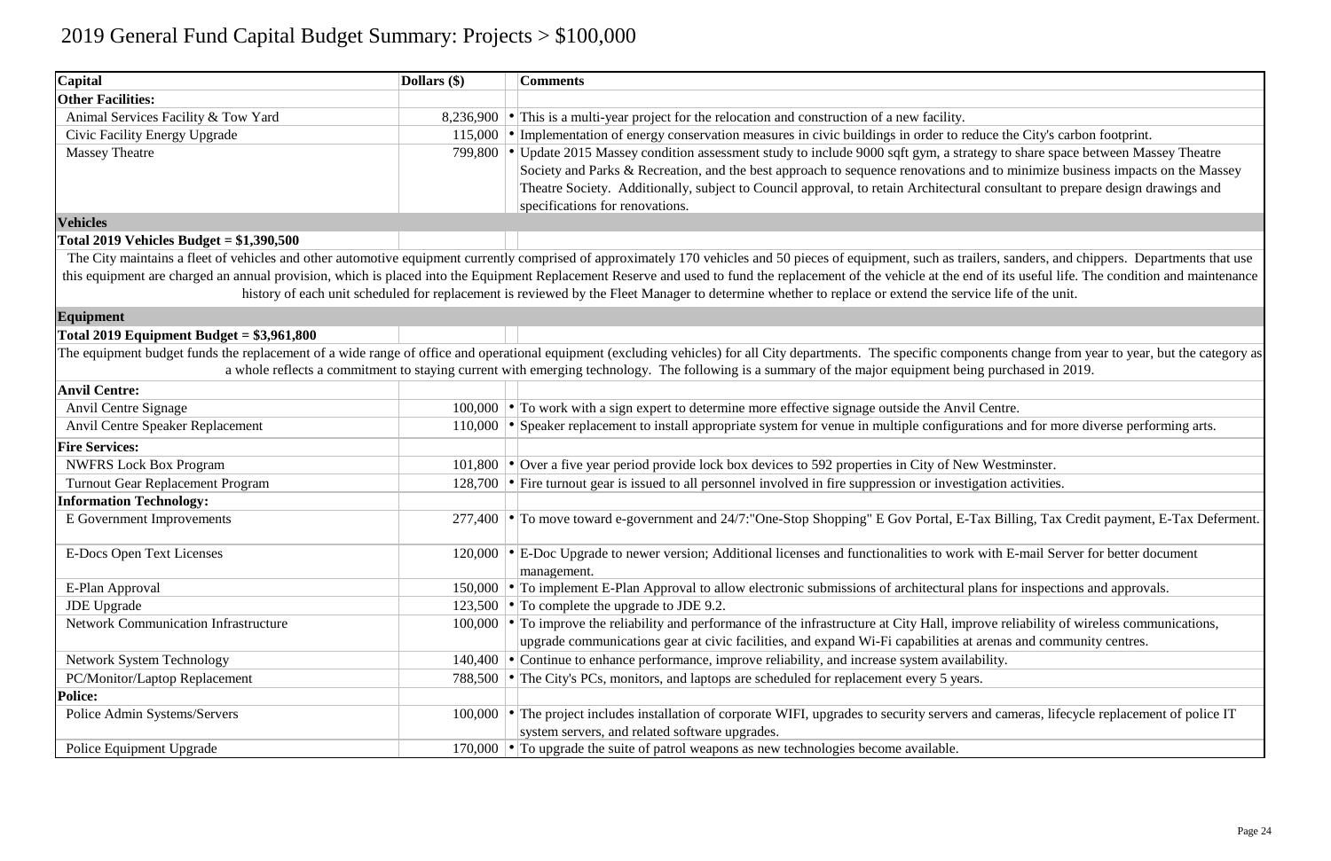# 2019 General Fund Capital Budget Summary: Projects > $100,000

| Capital | Dollars ($) | Comments |
|---|---|---|
| **Other Facilities:** | | |
| Animal Services Facility & Tow Yard | 8,236,900 | • This is a multi-year project for the relocation and construction of a new facility. |
| Civic Facility Energy Upgrade | 115,000 | • Implementation of energy conservation measures in civic buildings in order to reduce the City's carbon footprint. |
| Massey Theatre | 799,800 | • Update 2015 Massey condition assessment study to include 9000 sqft gym, a strategy to share space between Massey Theatre Society and Parks & Recreation, and the best approach to sequence renovations and to minimize business impacts on the Massey Theatre Society. Additionally, subject to Council approval, to retain Architectural consultant to prepare design drawings and specifications for renovations. |
| **Vehicles** | | |
| **Total 2019 Vehicles Budget = $1,390,500** | | |
| The City maintains a fleet of vehicles and other automotive equipment currently comprised of approximately 170 vehicles and 50 pieces of equipment, such as trailers, sanders, and chippers. Departments that use this equipment are charged an annual provision, which is placed into the Equipment Replacement Reserve and used to fund the replacement of the vehicle at the end of its useful life. The condition and maintenance history of each unit scheduled for replacement is reviewed by the Fleet Manager to determine whether to replace or extend the service life of the unit. | | |
| **Equipment** | | |
| **Total 2019 Equipment Budget = $3,961,800** | | |
| The equipment budget funds the replacement of a wide range of office and operational equipment (excluding vehicles) for all City departments. The specific components change from year to year, but the category as a whole reflects a commitment to staying current with emerging technology. The following is a summary of the major equipment being purchased in 2019. | | |
| **Anvil Centre:** | | |
| Anvil Centre Signage | 100,000 | • To work with a sign expert to determine more effective signage outside the Anvil Centre. |
| Anvil Centre Speaker Replacement | 110,000 | • Speaker replacement to install appropriate system for venue in multiple configurations and for more diverse performing arts. |
| **Fire Services:** | | |
| NWFRS Lock Box Program | 101,800 | • Over a five year period provide lock box devices to 592 properties in City of New Westminster. |
| Turnout Gear Replacement Program | 128,700 | • Fire turnout gear is issued to all personnel involved in fire suppression or investigation activities. |
| **Information Technology:** | | |
| E Government Improvements | 277,400 | • To move toward e-government and 24/7:"One-Stop Shopping" E Gov Portal, E-Tax Billing, Tax Credit payment, E-Tax Deferment. |
| E-Docs Open Text Licenses | 120,000 | • E-Doc Upgrade to newer version; Additional licenses and functionalities to work with E-mail Server for better document management. |
| E-Plan Approval | 150,000 | • To implement E-Plan Approval to allow electronic submissions of architectural plans for inspections and approvals. |
| JDE Upgrade | 123,500 | • To complete the upgrade to JDE 9.2. |
| Network Communication Infrastructure | 100,000 | • To improve the reliability and performance of the infrastructure at City Hall, improve reliability of wireless communications, upgrade communications gear at civic facilities, and expand Wi-Fi capabilities at arenas and community centres. |
| Network System Technology | 140,400 | • Continue to enhance performance, improve reliability, and increase system availability. |
| PC/Monitor/Laptop Replacement | 788,500 | • The City's PCs, monitors, and laptops are scheduled for replacement every 5 years. |
| **Police:** | | |
| Police Admin Systems/Servers | 100,000 | • The project includes installation of corporate WIFI, upgrades to security servers and cameras, lifecycle replacement of police IT system servers, and related software upgrades. |
| Police Equipment Upgrade | 170,000 | • To upgrade the suite of patrol weapons as new technologies become available. |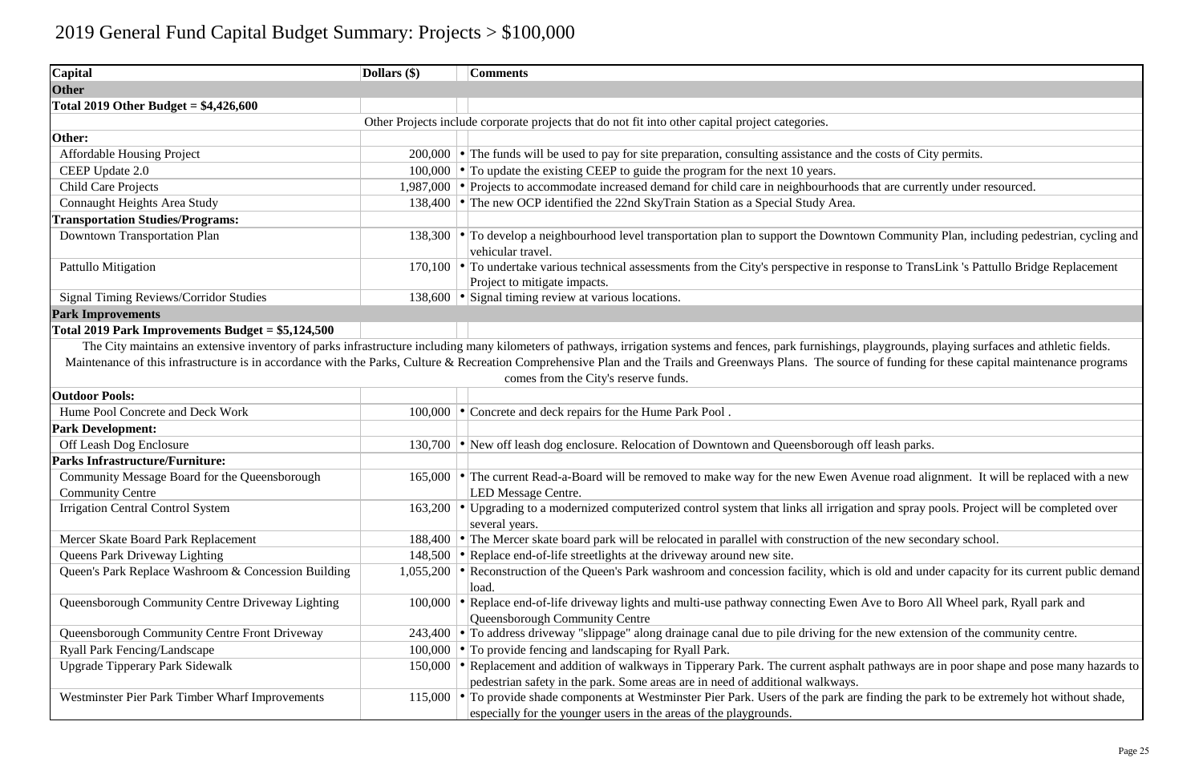# 2019 General Fund Capital Budget Summary: Projects > $100,000

| Capital | Dollars ($) | Comments |
|---|---|---|
| **Other** | | |
| **Total 2019 Other Budget = $4,426,600** | | |
| | | Other Projects include corporate projects that do not fit into other capital project categories. |
| **Other:** | | |
| Affordable Housing Project | 200,000 | • The funds will be used to pay for site preparation, consulting assistance and the costs of City permits. |
| CEEP Update 2.0 | 100,000 | • To update the existing CEEP to guide the program for the next 10 years. |
| Child Care Projects | 1,987,000 | • Projects to accommodate increased demand for child care in neighbourhoods that are currently under resourced. |
| Connaught Heights Area Study | 138,400 | • The new OCP identified the 22nd SkyTrain Station as a Special Study Area. |
| **Transportation Studies/Programs:** | | |
| Downtown Transportation Plan | 138,300 | • To develop a neighbourhood level transportation plan to support the Downtown Community Plan, including pedestrian, cycling and vehicular travel. |
| Pattullo Mitigation | 170,100 | • To undertake various technical assessments from the City's perspective in response to TransLink 's Pattullo Bridge Replacement Project to mitigate impacts. |
| Signal Timing Reviews/Corridor Studies | 138,600 | • Signal timing review at various locations. |
| **Park Improvements** | | |
| **Total 2019 Park Improvements Budget = $5,124,500** | | |
| The City maintains an extensive inventory of parks infrastructure including many kilometers of pathways, irrigation systems and fences, park furnishings, playgrounds, playing surfaces and athletic fields. Maintenance of this infrastructure is in accordance with the Parks, Culture & Recreation Comprehensive Plan and the Trails and Greenways Plans. The source of funding for these capital maintenance programs comes from the City's reserve funds. | | |
| **Outdoor Pools:** | | |
| Hume Pool Concrete and Deck Work | 100,000 | • Concrete and deck repairs for the Hume Park Pool . |
| **Park Development:** | | |
| Off Leash Dog Enclosure | 130,700 | • New off leash dog enclosure. Relocation of Downtown and Queensborough off leash parks. |
| **Parks Infrastructure/Furniture:** | | |
| Community Message Board for the Queensborough Community Centre | 165,000 | • The current Read-a-Board will be removed to make way for the new Ewen Avenue road alignment. It will be replaced with a new LED Message Centre. |
| Irrigation Central Control System | 163,200 | • Upgrading to a modernized computerized control system that links all irrigation and spray pools. Project will be completed over several years. |
| Mercer Skate Board Park Replacement | 188,400 | • The Mercer skate board park will be relocated in parallel with construction of the new secondary school. |
| Queens Park Driveway Lighting | 148,500 | • Replace end-of-life streetlights at the driveway around new site. |
| Queen's Park Replace Washroom & Concession Building | 1,055,200 | • Reconstruction of the Queen's Park washroom and concession facility, which is old and under capacity for its current public demand load. |
| Queensborough Community Centre Driveway Lighting | 100,000 | • Replace end-of-life driveway lights and multi-use pathway connecting Ewen Ave to Boro All Wheel park, Ryall park and Queensborough Community Centre |
| Queensborough Community Centre Front Driveway | 243,400 | • To address driveway "slippage" along drainage canal due to pile driving for the new extension of the community centre. |
| Ryall Park Fencing/Landscape | 100,000 | • To provide fencing and landscaping for Ryall Park. |
| Upgrade Tipperary Park Sidewalk | 150,000 | • Replacement and addition of walkways in Tipperary Park. The current asphalt pathways are in poor shape and pose many hazards to pedestrian safety in the park. Some areas are in need of additional walkways. |
| Westminster Pier Park Timber Wharf Improvements | 115,000 | • To provide shade components at Westminster Pier Park. Users of the park are finding the park to be extremely hot without shade, especially for the younger users in the areas of the playgrounds. |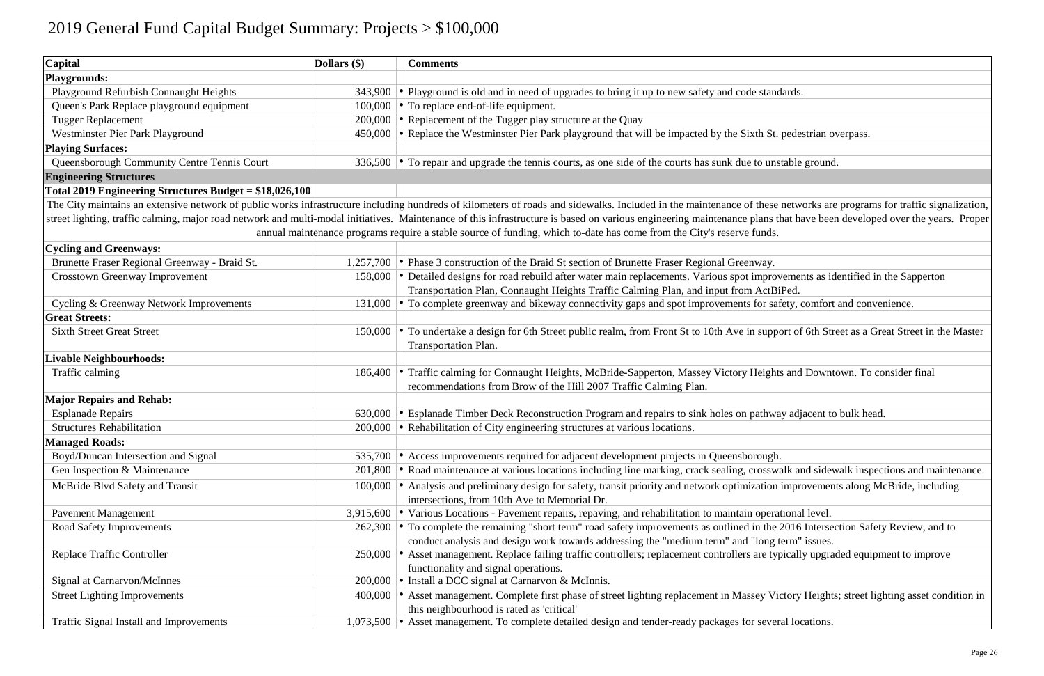# 2019 General Fund Capital Budget Summary: Projects > $100,000

| Capital | Dollars ($) | Comments |
|---|---|---|
| **Playgrounds:** | | |
| Playground Refurbish Connaught Heights | 343,900 | • Playground is old and in need of upgrades to bring it up to new safety and code standards. |
| Queen's Park Replace playground equipment | 100,000 | • To replace end-of-life equipment. |
| Tugger Replacement | 200,000 | • Replacement of the Tugger play structure at the Quay |
| Westminster Pier Park Playground | 450,000 | • Replace the Westminster Pier Park playground that will be impacted by the Sixth St. pedestrian overpass. |
| **Playing Surfaces:** | | |
| Queensborough Community Centre Tennis Court | 336,500 | • To repair and upgrade the tennis courts, as one side of the courts has sunk due to unstable ground. |
| **Engineering Structures** | | |
| **Total 2019 Engineering Structures Budget = $18,026,100** | | |
| The City maintains an extensive network of public works infrastructure including hundreds of kilometers of roads and sidewalks. Included in the maintenance of these networks are programs for traffic signalization, street lighting, traffic calming, major road network and multi-modal initiatives. Maintenance of this infrastructure is based on various engineering maintenance plans that have been developed over the years. Proper annual maintenance programs require a stable source of funding, which to-date has come from the City's reserve funds. | | |
| **Cycling and Greenways:** | | |
| Brunette Fraser Regional Greenway - Braid St. | 1,257,700 | • Phase 3 construction of the Braid St section of Brunette Fraser Regional Greenway. |
| Crosstown Greenway Improvement | 158,000 | • Detailed designs for road rebuild after water main replacements. Various spot improvements as identified in the Sapperton Transportation Plan, Connaught Heights Traffic Calming Plan, and input from ActBiPed. |
| Cycling & Greenway Network Improvements | 131,000 | • To complete greenway and bikeway connectivity gaps and spot improvements for safety, comfort and convenience. |
| **Great Streets:** | | |
| Sixth Street Great Street | 150,000 | • To undertake a design for 6th Street public realm, from Front St to 10th Ave in support of 6th Street as a Great Street in the Master Transportation Plan. |
| **Livable Neighbourhoods:** | | |
| Traffic calming | 186,400 | • Traffic calming for Connaught Heights, McBride-Sapperton, Massey Victory Heights and Downtown. To consider final recommendations from Brow of the Hill 2007 Traffic Calming Plan. |
| **Major Repairs and Rehab:** | | |
| Esplanade Repairs | 630,000 | • Esplanade Timber Deck Reconstruction Program and repairs to sink holes on pathway adjacent to bulk head. |
| Structures Rehabilitation | 200,000 | • Rehabilitation of City engineering structures at various locations. |
| **Managed Roads:** | | |
| Boyd/Duncan Intersection and Signal | 535,700 | • Access improvements required for adjacent development projects in Queensborough. |
| Gen Inspection & Maintenance | 201,800 | • Road maintenance at various locations including line marking, crack sealing, crosswalk and sidewalk inspections and maintenance. |
| McBride Blvd Safety and Transit | 100,000 | • Analysis and preliminary design for safety, transit priority and network optimization improvements along McBride, including intersections, from 10th Ave to Memorial Dr. |
| Pavement Management | 3,915,600 | • Various Locations - Pavement repairs, repaving, and rehabilitation to maintain operational level. |
| Road Safety Improvements | 262,300 | • To complete the remaining "short term" road safety improvements as outlined in the 2016 Intersection Safety Review, and to conduct analysis and design work towards addressing the "medium term" and "long term" issues. |
| Replace Traffic Controller | 250,000 | • Asset management. Replace failing traffic controllers; replacement controllers are typically upgraded equipment to improve functionality and signal operations. |
| Signal at Carnarvon/McInnes | 200,000 | • Install a DCC signal at Carnarvon & McInnis. |
| Street Lighting Improvements | 400,000 | • Asset management. Complete first phase of street lighting replacement in Massey Victory Heights; street lighting asset condition in this neighbourhood is rated as 'critical' |
| Traffic Signal Install and Improvements | 1,073,500 | • Asset management. To complete detailed design and tender-ready packages for several locations. |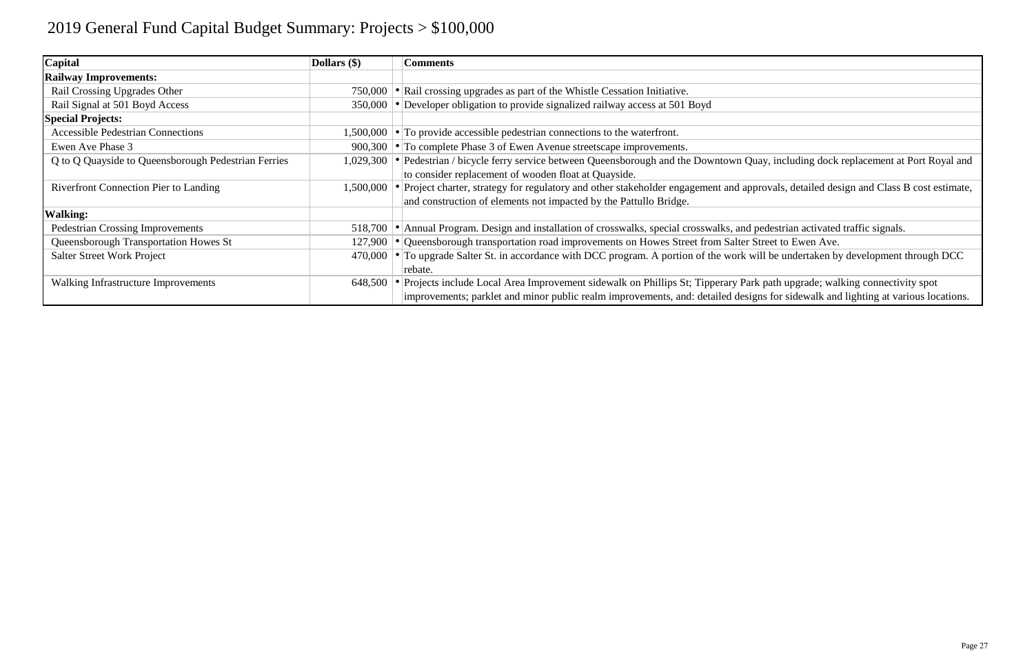# 2019 General Fund Capital Budget Summary: Projects > $100,000

| Capital | Dollars ($) | | Comments |
|---|---|---|---|
| **Railway Improvements:** | | | |
| Rail Crossing Upgrades Other | 750,000 | • | Rail crossing upgrades as part of the Whistle Cessation Initiative. |
| Rail Signal at 501 Boyd Access | 350,000 | • | Developer obligation to provide signalized railway access at 501 Boyd |
| **Special Projects:** | | | |
| Accessible Pedestrian Connections | 1,500,000 | • | To provide accessible pedestrian connections to the waterfront. |
| Ewen Ave Phase 3 | 900,300 | • | To complete Phase 3 of Ewen Avenue streetscape improvements. |
| Q to Q Quayside to Queensborough Pedestrian Ferries | 1,029,300 | • | Pedestrian / bicycle ferry service between Queensborough and the Downtown Quay, including dock replacement at Port Royal and to consider replacement of wooden float at Quayside. |
| Riverfront Connection Pier to Landing | 1,500,000 | • | Project charter, strategy for regulatory and other stakeholder engagement and approvals, detailed design and Class B cost estimate, and construction of elements not impacted by the Pattullo Bridge. |
| **Walking:** | | | |
| Pedestrian Crossing Improvements | 518,700 | • | Annual Program. Design and installation of crosswalks, special crosswalks, and pedestrian activated traffic signals. |
| Queensborough Transportation Howes St | 127,900 | • | Queensborough transportation road improvements on Howes Street from Salter Street to Ewen Ave. |
| Salter Street Work Project | 470,000 | • | To upgrade Salter St. in accordance with DCC program. A portion of the work will be undertaken by development through DCC rebate. |
| Walking Infrastructure Improvements | 648,500 | • | Projects include Local Area Improvement sidewalk on Phillips St; Tipperary Park path upgrade; walking connectivity spot improvements; parklet and minor public realm improvements, and: detailed designs for sidewalk and lighting at various locations. |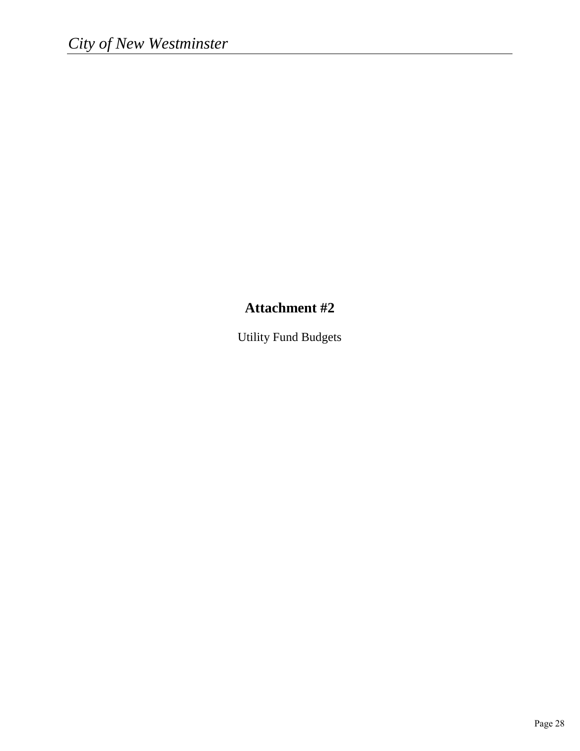# Attachment #2

Utility Fund Budgets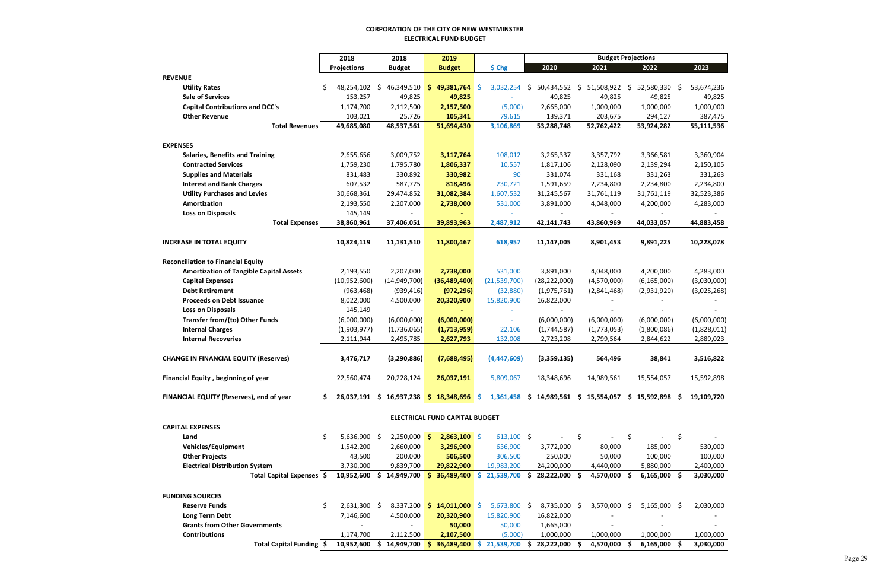**CORPORATION OF THE CITY OF NEW WESTMINSTER**
**ELECTRICAL FUND BUDGET**

| | 2018 Projections | 2018 Budget | 2019 Budget | $ Chg | 2020 | 2021 | 2022 | 2023 |
|---|---|---|---|---|---|---|---|---|
| | | | | | Budget Projections | | | |
| **REVENUE** | | | | | | | | |
| **Utility Rates** | $ 48,254,102 | $ 46,349,510 | **$ 49,381,764** | $ 3,032,254 | $ 50,434,552 | $ 51,508,922 | $ 52,580,330 | $ 53,674,236 |
| **Sale of Services** | 153,257 | 49,825 | **49,825** | - | 49,825 | 49,825 | 49,825 | 49,825 |
| **Capital Contributions and DCC's** | 1,174,700 | 2,112,500 | **2,157,500** | (5,000) | 2,665,000 | 1,000,000 | 1,000,000 | 1,000,000 |
| **Other Revenue** | 103,021 | 25,726 | **105,341** | 79,615 | 139,371 | 203,675 | 294,127 | 387,475 |
| **Total Revenues** | **49,685,080** | **48,537,561** | **51,694,430** | **3,106,869** | **53,288,748** | **52,762,422** | **53,924,282** | **55,111,536** |
| **EXPENSES** | | | | | | | | |
| **Salaries, Benefits and Training** | 2,655,656 | 3,009,752 | **3,117,764** | 108,012 | 3,265,337 | 3,357,792 | 3,366,581 | 3,360,904 |
| **Contracted Services** | 1,759,230 | 1,795,780 | **1,806,337** | 10,557 | 1,817,106 | 2,128,090 | 2,139,294 | 2,150,105 |
| **Supplies and Materials** | 831,483 | 330,892 | **330,982** | 90 | 331,074 | 331,168 | 331,263 | 331,263 |
| **Interest and Bank Charges** | 607,532 | 587,775 | **818,496** | 230,721 | 1,591,659 | 2,234,800 | 2,234,800 | 2,234,800 |
| **Utility Purchases and Levies** | 30,668,361 | 29,474,852 | **31,082,384** | 1,607,532 | 31,245,567 | 31,761,119 | 31,761,119 | 32,523,386 |
| **Amortization** | 2,193,550 | 2,207,000 | **2,738,000** | 531,000 | 3,891,000 | 4,048,000 | 4,200,000 | 4,283,000 |
| **Loss on Disposals** | 145,149 | - | **-** | - | - | - | - | - |
| **Total Expenses** | **38,860,961** | **37,406,051** | **39,893,963** | **2,487,912** | **42,141,743** | **43,860,969** | **44,033,057** | **44,883,458** |
| **INCREASE IN TOTAL EQUITY** | **10,824,119** | **11,131,510** | **11,800,467** | **618,957** | **11,147,005** | **8,901,453** | **9,891,225** | **10,228,078** |
| **Reconciliation to Financial Equity** | | | | | | | | |
| **Amortization of Tangible Capital Assets** | 2,193,550 | 2,207,000 | **2,738,000** | 531,000 | 3,891,000 | 4,048,000 | 4,200,000 | 4,283,000 |
| **Capital Expenses** | (10,952,600) | (14,949,700) | **(36,489,400)** | (21,539,700) | (28,222,000) | (4,570,000) | (6,165,000) | (3,030,000) |
| **Debt Retirement** | (963,468) | (939,416) | **(972,296)** | (32,880) | (1,975,761) | (2,841,468) | (2,931,920) | (3,025,268) |
| **Proceeds on Debt Issuance** | 8,022,000 | 4,500,000 | **20,320,900** | 15,820,900 | 16,822,000 | - | - | - |
| **Loss on Disposals** | 145,149 | - | **-** | - | - | - | - | - |
| **Transfer from/(to) Other Funds** | (6,000,000) | (6,000,000) | **(6,000,000)** | - | (6,000,000) | (6,000,000) | (6,000,000) | (6,000,000) |
| **Internal Charges** | (1,903,977) | (1,736,065) | **(1,713,959)** | 22,106 | (1,744,587) | (1,773,053) | (1,800,086) | (1,828,011) |
| **Internal Recoveries** | 2,111,944 | 2,495,785 | **2,627,793** | 132,008 | 2,723,208 | 2,799,564 | 2,844,622 | 2,889,023 |
| **CHANGE IN FINANCIAL EQUITY (Reserves)** | **3,476,717** | **(3,290,886)** | **(7,688,495)** | **(4,447,609)** | **(3,359,135)** | **564,496** | **38,841** | **3,516,822** |
| **Financial Equity , beginning of year** | 22,560,474 | 20,228,124 | **26,037,191** | 5,809,067 | 18,348,696 | 14,989,561 | 15,554,057 | 15,592,898 |
| **FINANCIAL EQUITY (Reserves), end of year** | **$ 26,037,191** | **$ 16,937,238** | **$ 18,348,696** | **$ 1,361,458** | **$ 14,989,561** | **$ 15,554,057** | **$ 15,592,898** | **$ 19,109,720** |

**ELECTRICAL FUND CAPITAL BUDGET**

| | 2018 Projections | 2018 Budget | 2019 Budget | $ Chg | 2020 | 2021 | 2022 | 2023 |
|---|---|---|---|---|---|---|---|---|
| **CAPITAL EXPENSES** | | | | | | | | |
| **Land** | $ 5,636,900 | $ 2,250,000 | **$ 2,863,100** | $ 613,100 | $ - | $ - | $ - | $ - |
| **Vehicles/Equipment** | 1,542,200 | 2,660,000 | **3,296,900** | 636,900 | 3,772,000 | 80,000 | 185,000 | 530,000 |
| **Other Projects** | 43,500 | 200,000 | **506,500** | 306,500 | 250,000 | 50,000 | 100,000 | 100,000 |
| **Electrical Distribution System** | 3,730,000 | 9,839,700 | **29,822,900** | 19,983,200 | 24,200,000 | 4,440,000 | 5,880,000 | 2,400,000 |
| **Total Capital Expenses** | **$ 10,952,600** | **$ 14,949,700** | **$ 36,489,400** | **$ 21,539,700** | **$ 28,222,000** | **$ 4,570,000** | **$ 6,165,000** | **$ 3,030,000** |
| **FUNDING SOURCES** | | | | | | | | |
| **Reserve Funds** | $ 2,631,300 | $ 8,337,200 | **$ 14,011,000** | $ 5,673,800 | $ 8,735,000 | $ 3,570,000 | $ 5,165,000 | $ 2,030,000 |
| **Long Term Debt** | 7,146,600 | 4,500,000 | **20,320,900** | 15,820,900 | 16,822,000 | - | - | - |
| **Grants from Other Governments** | - | - | **50,000** | 50,000 | 1,665,000 | - | - | - |
| **Contributions** | 1,174,700 | 2,112,500 | **2,107,500** | (5,000) | 1,000,000 | 1,000,000 | 1,000,000 | 1,000,000 |
| **Total Capital Funding** | **$ 10,952,600** | **$ 14,949,700** | **$ 36,489,400** | **$ 21,539,700** | **$ 28,222,000** | **$ 4,570,000** | **$ 6,165,000** | **$ 3,030,000** |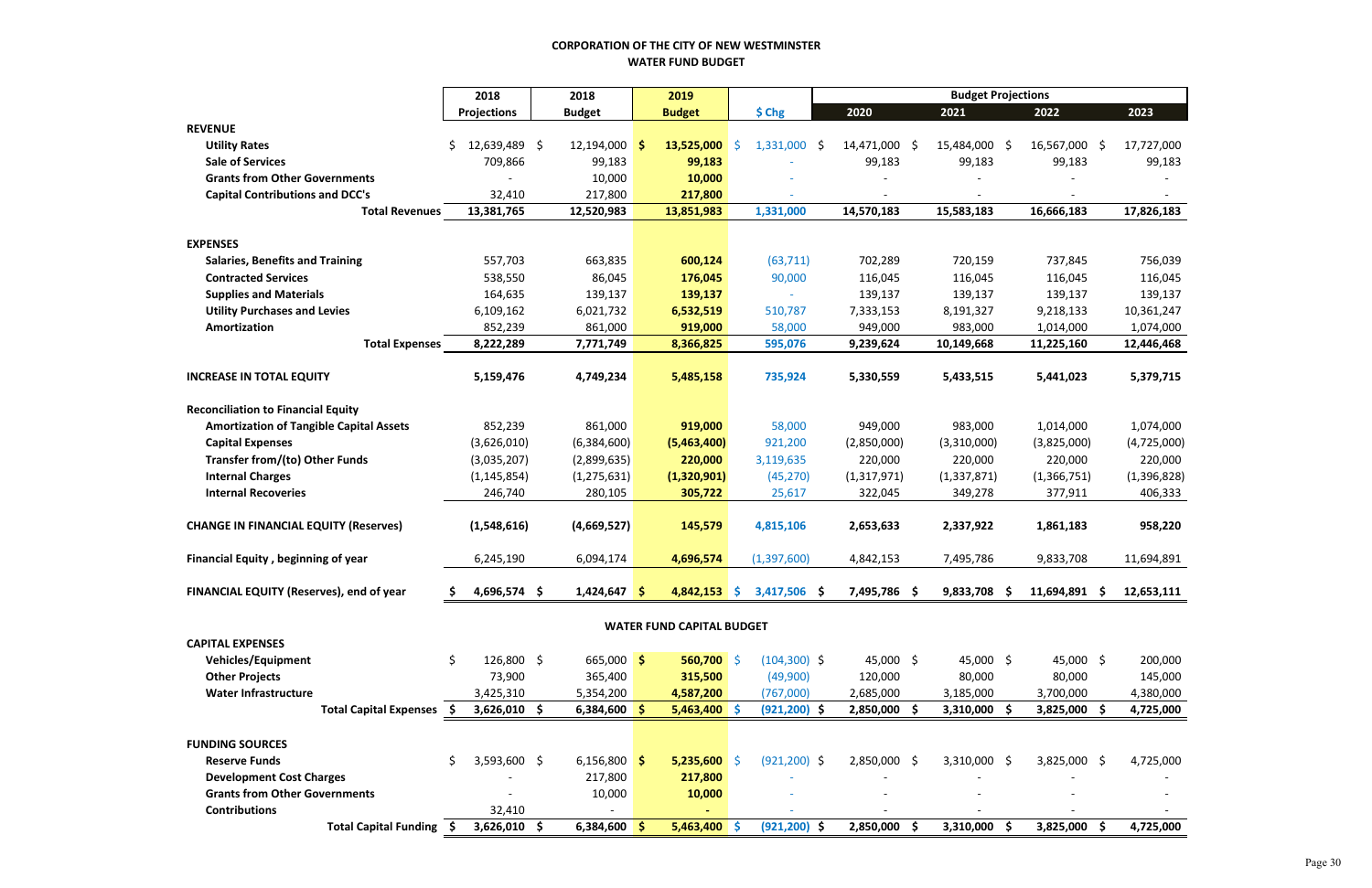**CORPORATION OF THE CITY OF NEW WESTMINSTER**

**WATER FUND BUDGET**

| | 2018 | 2018 | 2019 | | Budget Projections | | | |
|---|---|---|---|---|---|---|---|---|
| | **Projections** | **Budget** | **Budget** | **$ Chg** | **2020** | **2021** | **2022** | **2023** |
| **REVENUE** | | | | | | | | |
| **Utility Rates** | $ 12,639,489 | $ 12,194,000 | **$ 13,525,000** | $ 1,331,000 | $ 14,471,000 | $ 15,484,000 | $ 16,567,000 | $ 17,727,000 |
| **Sale of Services** | 709,866 | 99,183 | **99,183** | - | 99,183 | 99,183 | 99,183 | 99,183 |
| **Grants from Other Governments** | - | 10,000 | **10,000** | - | - | - | - | - |
| **Capital Contributions and DCC's** | 32,410 | 217,800 | **217,800** | - | - | - | - | - |
| **Total Revenues** | **13,381,765** | **12,520,983** | **13,851,983** | **1,331,000** | **14,570,183** | **15,583,183** | **16,666,183** | **17,826,183** |
| **EXPENSES** | | | | | | | | |
| **Salaries, Benefits and Training** | 557,703 | 663,835 | **600,124** | (63,711) | 702,289 | 720,159 | 737,845 | 756,039 |
| **Contracted Services** | 538,550 | 86,045 | **176,045** | 90,000 | 116,045 | 116,045 | 116,045 | 116,045 |
| **Supplies and Materials** | 164,635 | 139,137 | **139,137** | - | 139,137 | 139,137 | 139,137 | 139,137 |
| **Utility Purchases and Levies** | 6,109,162 | 6,021,732 | **6,532,519** | 510,787 | 7,333,153 | 8,191,327 | 9,218,133 | 10,361,247 |
| **Amortization** | 852,239 | 861,000 | **919,000** | 58,000 | 949,000 | 983,000 | 1,014,000 | 1,074,000 |
| **Total Expenses** | **8,222,289** | **7,771,749** | **8,366,825** | **595,076** | **9,239,624** | **10,149,668** | **11,225,160** | **12,446,468** |
| **INCREASE IN TOTAL EQUITY** | **5,159,476** | **4,749,234** | **5,485,158** | **735,924** | **5,330,559** | **5,433,515** | **5,441,023** | **5,379,715** |
| **Reconciliation to Financial Equity** | | | | | | | | |
| **Amortization of Tangible Capital Assets** | 852,239 | 861,000 | **919,000** | 58,000 | 949,000 | 983,000 | 1,014,000 | 1,074,000 |
| **Capital Expenses** | (3,626,010) | (6,384,600) | **(5,463,400)** | 921,200 | (2,850,000) | (3,310,000) | (3,825,000) | (4,725,000) |
| **Transfer from/(to) Other Funds** | (3,035,207) | (2,899,635) | **220,000** | 3,119,635 | 220,000 | 220,000 | 220,000 | 220,000 |
| **Internal Charges** | (1,145,854) | (1,275,631) | **(1,320,901)** | (45,270) | (1,317,971) | (1,337,871) | (1,366,751) | (1,396,828) |
| **Internal Recoveries** | 246,740 | 280,105 | **305,722** | 25,617 | 322,045 | 349,278 | 377,911 | 406,333 |
| **CHANGE IN FINANCIAL EQUITY (Reserves)** | **(1,548,616)** | **(4,669,527)** | **145,579** | **4,815,106** | **2,653,633** | **2,337,922** | **1,861,183** | **958,220** |
| **Financial Equity , beginning of year** | 6,245,190 | 6,094,174 | **4,696,574** | (1,397,600) | 4,842,153 | 7,495,786 | 9,833,708 | 11,694,891 |
| **FINANCIAL EQUITY (Reserves), end of year** | **$ 4,696,574** | **$ 1,424,647** | **$ 4,842,153** | **$ 3,417,506** | **$ 7,495,786** | **$ 9,833,708** | **$ 11,694,891** | **$ 12,653,111** |

**WATER FUND CAPITAL BUDGET**

| | 2018 Projections | 2018 Budget | 2019 Budget | $ Chg | 2020 | 2021 | 2022 | 2023 |
|---|---|---|---|---|---|---|---|---|
| **CAPITAL EXPENSES** | | | | | | | | |
| **Vehicles/Equipment** | $ 126,800 | $ 665,000 | **$ 560,700** | $ (104,300) | $ 45,000 | $ 45,000 | $ 45,000 | $ 200,000 |
| **Other Projects** | 73,900 | 365,400 | **315,500** | (49,900) | 120,000 | 80,000 | 80,000 | 145,000 |
| **Water Infrastructure** | 3,425,310 | 5,354,200 | **4,587,200** | (767,000) | 2,685,000 | 3,185,000 | 3,700,000 | 4,380,000 |
| **Total Capital Expenses** | **$ 3,626,010** | **$ 6,384,600** | **$ 5,463,400** | **$ (921,200)** | **$ 2,850,000** | **$ 3,310,000** | **$ 3,825,000** | **$ 4,725,000** |
| **FUNDING SOURCES** | | | | | | | | |
| **Reserve Funds** | $ 3,593,600 | $ 6,156,800 | **$ 5,235,600** | $ (921,200) | $ 2,850,000 | $ 3,310,000 | $ 3,825,000 | $ 4,725,000 |
| **Development Cost Charges** | - | 217,800 | **217,800** | - | - | - | - | - |
| **Grants from Other Governments** | - | 10,000 | **10,000** | - | - | - | - | - |
| **Contributions** | 32,410 | - | **-** | - | - | - | - | - |
| **Total Capital Funding** | **$ 3,626,010** | **$ 6,384,600** | **$ 5,463,400** | **$ (921,200)** | **$ 2,850,000** | **$ 3,310,000** | **$ 3,825,000** | **$ 4,725,000** |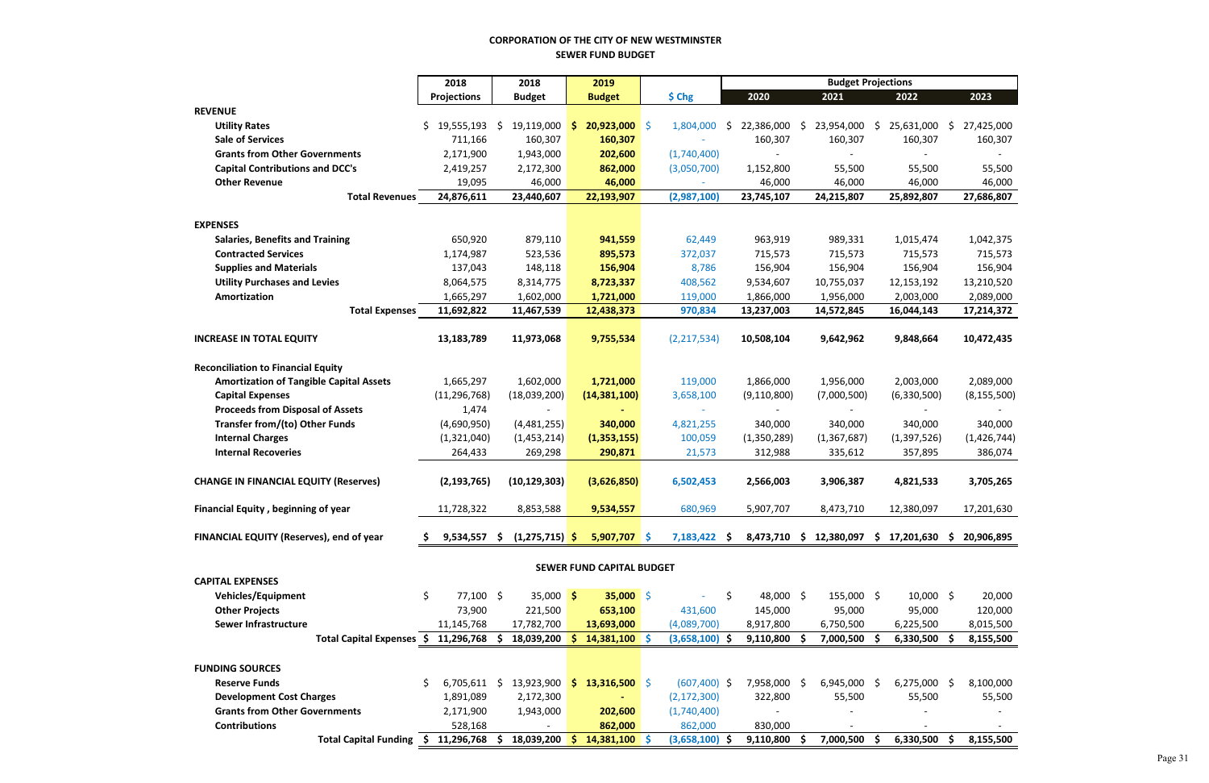# CORPORATION OF THE CITY OF NEW WESTMINSTER

## SEWER FUND BUDGET

| | 2018 Projections | 2018 Budget | 2019 Budget | $ Chg | 2020 | 2021 | 2022 | 2023 |
|---|---|---|---|---|---|---|---|---|
| | | | | | Budget Projections | | | |
| **REVENUE** | | | | | | | | |
| **Utility Rates** | $ 19,555,193 | $ 19,119,000 | **$ 20,923,000** | $ 1,804,000 | $ 22,386,000 | $ 23,954,000 | $ 25,631,000 | $ 27,425,000 |
| **Sale of Services** | 711,166 | 160,307 | **160,307** | - | 160,307 | 160,307 | 160,307 | 160,307 |
| **Grants from Other Governments** | 2,171,900 | 1,943,000 | **202,600** | (1,740,400) | - | - | - | - |
| **Capital Contributions and DCC's** | 2,419,257 | 2,172,300 | **862,000** | (3,050,700) | 1,152,800 | 55,500 | 55,500 | 55,500 |
| **Other Revenue** | 19,095 | 46,000 | **46,000** | - | 46,000 | 46,000 | 46,000 | 46,000 |
| **Total Revenues** | **24,876,611** | **23,440,607** | **22,193,907** | **(2,987,100)** | **23,745,107** | **24,215,807** | **25,892,807** | **27,686,807** |
| **EXPENSES** | | | | | | | | |
| **Salaries, Benefits and Training** | 650,920 | 879,110 | **941,559** | 62,449 | 963,919 | 989,331 | 1,015,474 | 1,042,375 |
| **Contracted Services** | 1,174,987 | 523,536 | **895,573** | 372,037 | 715,573 | 715,573 | 715,573 | 715,573 |
| **Supplies and Materials** | 137,043 | 148,118 | **156,904** | 8,786 | 156,904 | 156,904 | 156,904 | 156,904 |
| **Utility Purchases and Levies** | 8,064,575 | 8,314,775 | **8,723,337** | 408,562 | 9,534,607 | 10,755,037 | 12,153,192 | 13,210,520 |
| **Amortization** | 1,665,297 | 1,602,000 | **1,721,000** | 119,000 | 1,866,000 | 1,956,000 | 2,003,000 | 2,089,000 |
| **Total Expenses** | **11,692,822** | **11,467,539** | **12,438,373** | **970,834** | **13,237,003** | **14,572,845** | **16,044,143** | **17,214,372** |
| **INCREASE IN TOTAL EQUITY** | **13,183,789** | **11,973,068** | **9,755,534** | **(2,217,534)** | **10,508,104** | **9,642,962** | **9,848,664** | **10,472,435** |
| **Reconciliation to Financial Equity** | | | | | | | | |
| **Amortization of Tangible Capital Assets** | 1,665,297 | 1,602,000 | **1,721,000** | 119,000 | 1,866,000 | 1,956,000 | 2,003,000 | 2,089,000 |
| **Capital Expenses** | (11,296,768) | (18,039,200) | **(14,381,100)** | 3,658,100 | (9,110,800) | (7,000,500) | (6,330,500) | (8,155,500) |
| **Proceeds from Disposal of Assets** | 1,474 | - | **-** | - | - | - | - | - |
| **Transfer from/(to) Other Funds** | (4,690,950) | (4,481,255) | **340,000** | 4,821,255 | 340,000 | 340,000 | 340,000 | 340,000 |
| **Internal Charges** | (1,321,040) | (1,453,214) | **(1,353,155)** | 100,059 | (1,350,289) | (1,367,687) | (1,397,526) | (1,426,744) |
| **Internal Recoveries** | 264,433 | 269,298 | **290,871** | 21,573 | 312,988 | 335,612 | 357,895 | 386,074 |
| **CHANGE IN FINANCIAL EQUITY (Reserves)** | **(2,193,765)** | **(10,129,303)** | **(3,626,850)** | **6,502,453** | **2,566,003** | **3,906,387** | **4,821,533** | **3,705,265** |
| **Financial Equity , beginning of year** | 11,728,322 | 8,853,588 | **9,534,557** | 680,969 | 5,907,707 | 8,473,710 | 12,380,097 | 17,201,630 |
| **FINANCIAL EQUITY (Reserves), end of year** | **$ 9,534,557** | **$ (1,275,715)** | **$ 5,907,707** | **$ 7,183,422** | **$ 8,473,710** | **$ 12,380,097** | **$ 17,201,630** | **$ 20,906,895** |

## SEWER FUND CAPITAL BUDGET

| | 2018 Projections | 2018 Budget | 2019 Budget | $ Chg | 2020 | 2021 | 2022 | 2023 |
|---|---|---|---|---|---|---|---|---|
| **CAPITAL EXPENSES** | | | | | | | | |
| **Vehicles/Equipment** | $ 77,100 | $ 35,000 | **$ 35,000** | $ - | $ 48,000 | $ 155,000 | $ 10,000 | $ 20,000 |
| **Other Projects** | 73,900 | 221,500 | **653,100** | 431,600 | 145,000 | 95,000 | 95,000 | 120,000 |
| **Sewer Infrastructure** | 11,145,768 | 17,782,700 | **13,693,000** | (4,089,700) | 8,917,800 | 6,750,500 | 6,225,500 | 8,015,500 |
| **Total Capital Expenses** | **$ 11,296,768** | **$ 18,039,200** | **$ 14,381,100** | **$ (3,658,100)** | **$ 9,110,800** | **$ 7,000,500** | **$ 6,330,500** | **$ 8,155,500** |
| **FUNDING SOURCES** | | | | | | | | |
| **Reserve Funds** | $ 6,705,611 | $ 13,923,900 | **$ 13,316,500** | $ (607,400) | $ 7,958,000 | $ 6,945,000 | $ 6,275,000 | $ 8,100,000 |
| **Development Cost Charges** | 1,891,089 | 2,172,300 | **-** | (2,172,300) | 322,800 | 55,500 | 55,500 | 55,500 |
| **Grants from Other Governments** | 2,171,900 | 1,943,000 | **202,600** | (1,740,400) | - | - | - | - |
| **Contributions** | 528,168 | - | **862,000** | 862,000 | 830,000 | - | - | - |
| **Total Capital Funding** | **$ 11,296,768** | **$ 18,039,200** | **$ 14,381,100** | **$ (3,658,100)** | **$ 9,110,800** | **$ 7,000,500** | **$ 6,330,500** | **$ 8,155,500** |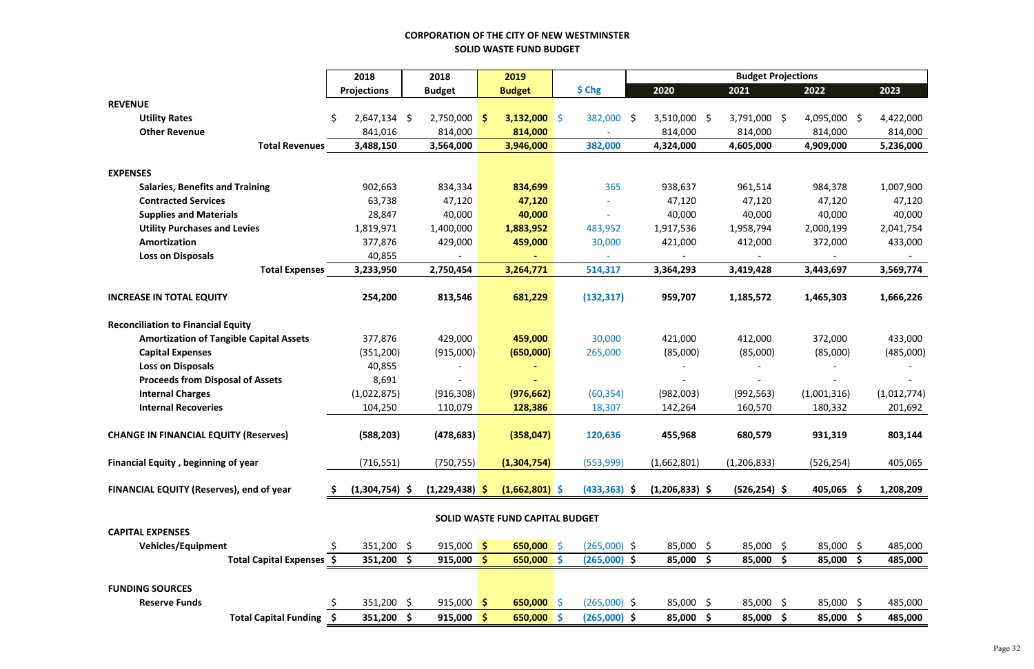# CORPORATION OF THE CITY OF NEW WESTMINSTER
## SOLID WASTE FUND BUDGET

| | 2018 Projections | 2018 Budget | 2019 Budget | $ Chg | 2020 | 2021 | 2022 | 2023 |
|---|---|---|---|---|---|---|---|---|
| | | | | | Budget Projections | | | |
| **REVENUE** | | | | | | | | |
| **Utility Rates** | $ 2,647,134 | $ 2,750,000 | **$ 3,132,000** | $ 382,000 | $ 3,510,000 | $ 3,791,000 | $ 4,095,000 | $ 4,422,000 |
| **Other Revenue** | 841,016 | 814,000 | **814,000** | - | 814,000 | 814,000 | 814,000 | 814,000 |
| **Total Revenues** | **3,488,150** | **3,564,000** | **3,946,000** | **382,000** | **4,324,000** | **4,605,000** | **4,909,000** | **5,236,000** |
| **EXPENSES** | | | | | | | | |
| **Salaries, Benefits and Training** | 902,663 | 834,334 | **834,699** | 365 | 938,637 | 961,514 | 984,378 | 1,007,900 |
| **Contracted Services** | 63,738 | 47,120 | **47,120** | - | 47,120 | 47,120 | 47,120 | 47,120 |
| **Supplies and Materials** | 28,847 | 40,000 | **40,000** | - | 40,000 | 40,000 | 40,000 | 40,000 |
| **Utility Purchases and Levies** | 1,819,971 | 1,400,000 | **1,883,952** | 483,952 | 1,917,536 | 1,958,794 | 2,000,199 | 2,041,754 |
| **Amortization** | 377,876 | 429,000 | **459,000** | 30,000 | 421,000 | 412,000 | 372,000 | 433,000 |
| **Loss on Disposals** | 40,855 | - | **-** | - | - | - | - | - |
| **Total Expenses** | **3,233,950** | **2,750,454** | **3,264,771** | **514,317** | **3,364,293** | **3,419,428** | **3,443,697** | **3,569,774** |
| **INCREASE IN TOTAL EQUITY** | **254,200** | **813,546** | **681,229** | **(132,317)** | **959,707** | **1,185,572** | **1,465,303** | **1,666,226** |
| **Reconciliation to Financial Equity** | | | | | | | | |
| **Amortization of Tangible Capital Assets** | 377,876 | 429,000 | **459,000** | 30,000 | 421,000 | 412,000 | 372,000 | 433,000 |
| **Capital Expenses** | (351,200) | (915,000) | **(650,000)** | 265,000 | (85,000) | (85,000) | (85,000) | (485,000) |
| **Loss on Disposals** | 40,855 | - | **-** | | - | - | - | - |
| **Proceeds from Disposal of Assets** | 8,691 | - | **-** | | - | - | - | - |
| **Internal Charges** | (1,022,875) | (916,308) | **(976,662)** | (60,354) | (982,003) | (992,563) | (1,001,316) | (1,012,774) |
| **Internal Recoveries** | 104,250 | 110,079 | **128,386** | 18,307 | 142,264 | 160,570 | 180,332 | 201,692 |
| **CHANGE IN FINANCIAL EQUITY (Reserves)** | **(588,203)** | **(478,683)** | **(358,047)** | **120,636** | **455,968** | **680,579** | **931,319** | **803,144** |
| **Financial Equity , beginning of year** | (716,551) | (750,755) | **(1,304,754)** | (553,999) | (1,662,801) | (1,206,833) | (526,254) | 405,065 |
| **FINANCIAL EQUITY (Reserves), end of year** | **$ (1,304,754)** | **$ (1,229,438)** | **$ (1,662,801)** | **$ (433,363)** | **$ (1,206,833)** | **$ (526,254)** | **$ 405,065** | **$ 1,208,209** |

## SOLID WASTE FUND CAPITAL BUDGET

| | 2018 Projections | 2018 Budget | 2019 Budget | $ Chg | 2020 | 2021 | 2022 | 2023 |
|---|---|---|---|---|---|---|---|---|
| **CAPITAL EXPENSES** | | | | | | | | |
| **Vehicles/Equipment** | $ 351,200 | $ 915,000 | **$ 650,000** | $ (265,000) | $ 85,000 | $ 85,000 | $ 85,000 | $ 485,000 |
| **Total Capital Expenses** | **$ 351,200** | **$ 915,000** | **$ 650,000** | **$ (265,000)** | **$ 85,000** | **$ 85,000** | **$ 85,000** | **$ 485,000** |
| **FUNDING SOURCES** | | | | | | | | |
| **Reserve Funds** | $ 351,200 | $ 915,000 | **$ 650,000** | $ (265,000) | $ 85,000 | $ 85,000 | $ 85,000 | $ 485,000 |
| **Total Capital Funding** | **$ 351,200** | **$ 915,000** | **$ 650,000** | **$ (265,000)** | **$ 85,000** | **$ 85,000** | **$ 85,000** | **$ 485,000** |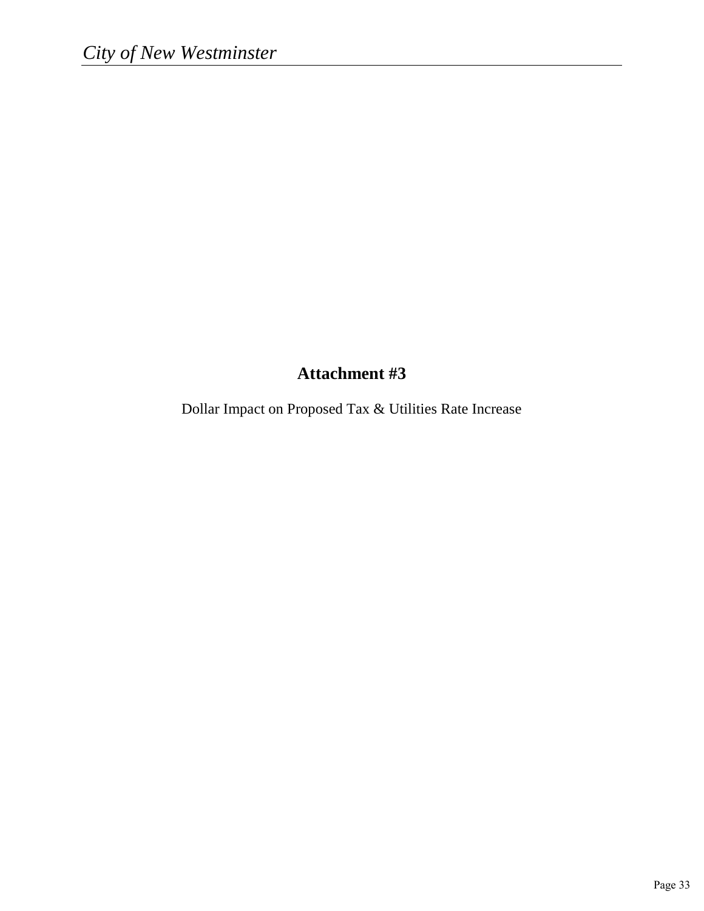# Attachment #3

Dollar Impact on Proposed Tax & Utilities Rate Increase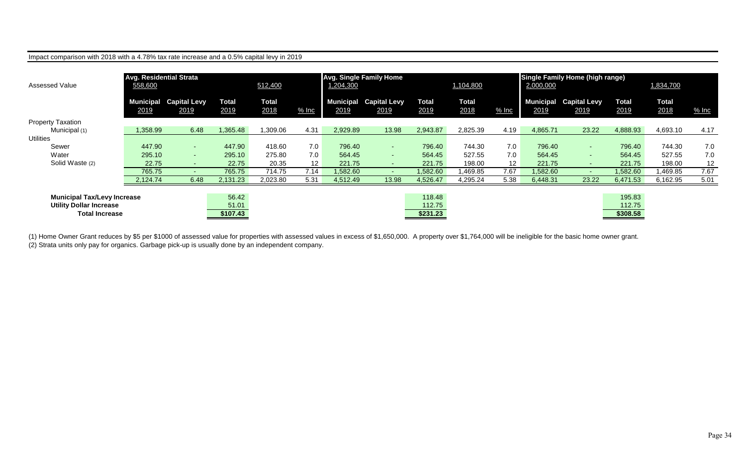Impact comparison with 2018 with a 4.78% tax rate increase and a 0.5% capital levy in 2019

| Assessed Value | Avg. Residential Strata 558,600 | | | 512,400 | | Avg. Single Family Home 1,204,300 | | | 1,104,800 | | Single Family Home (high range) 2,000,000 | | | 1,834,700 | |
|---|---|---|---|---|---|---|---|---|---|---|---|---|---|---|---|
| | Municipal 2019 | Capital Levy 2019 | Total 2019 | Total 2018 | % Inc | Municipal 2019 | Capital Levy 2019 | Total 2019 | Total 2018 | % Inc | Municipal 2019 | Capital Levy 2019 | Total 2019 | Total 2018 | % Inc |
| Property Taxation | | | | | | | | | | | | | | | |
| Municipal (1) | 1,358.99 | 6.48 | 1,365.48 | 1,309.06 | 4.31 | 2,929.89 | 13.98 | 2,943.87 | 2,825.39 | 4.19 | 4,865.71 | 23.22 | 4,888.93 | 4,693.10 | 4.17 |
| Utilities | | | | | | | | | | | | | | | |
| Sewer | 447.90 | - | 447.90 | 418.60 | 7.0 | 796.40 | - | 796.40 | 744.30 | 7.0 | 796.40 | - | 796.40 | 744.30 | 7.0 |
| Water | 295.10 | - | 295.10 | 275.80 | 7.0 | 564.45 | - | 564.45 | 527.55 | 7.0 | 564.45 | - | 564.45 | 527.55 | 7.0 |
| Solid Waste (2) | 22.75 | - | 22.75 | 20.35 | 12 | 221.75 | - | 221.75 | 198.00 | 12 | 221.75 | - | 221.75 | 198.00 | 12 |
| | 765.75 | - | 765.75 | 714.75 | 7.14 | 1,582.60 | - | 1,582.60 | 1,469.85 | 7.67 | 1,582.60 | - | 1,582.60 | 1,469.85 | 7.67 |
| | 2,124.74 | 6.48 | 2,131.23 | 2,023.80 | 5.31 | 4,512.49 | 13.98 | 4,526.47 | 4,295.24 | 5.38 | 6,448.31 | 23.22 | 6,471.53 | 6,162.95 | 5.01 |
| **Municipal Tax/Levy Increase** | | | 56.42 | | | | | 118.48 | | | | | 195.83 | | |
| **Utility Dollar Increase** | | | 51.01 | | | | | 112.75 | | | | | 112.75 | | |
| **Total Increase** | | | **$107.43** | | | | | **$231.23** | | | | | **$308.58** | | |

(1) Home Owner Grant reduces by $5 per $1000 of assessed value for properties with assessed values in excess of $1,650,000. A property over $1,764,000 will be ineligible for the basic home owner grant.
(2) Strata units only pay for organics. Garbage pick-up is usually done by an independent company.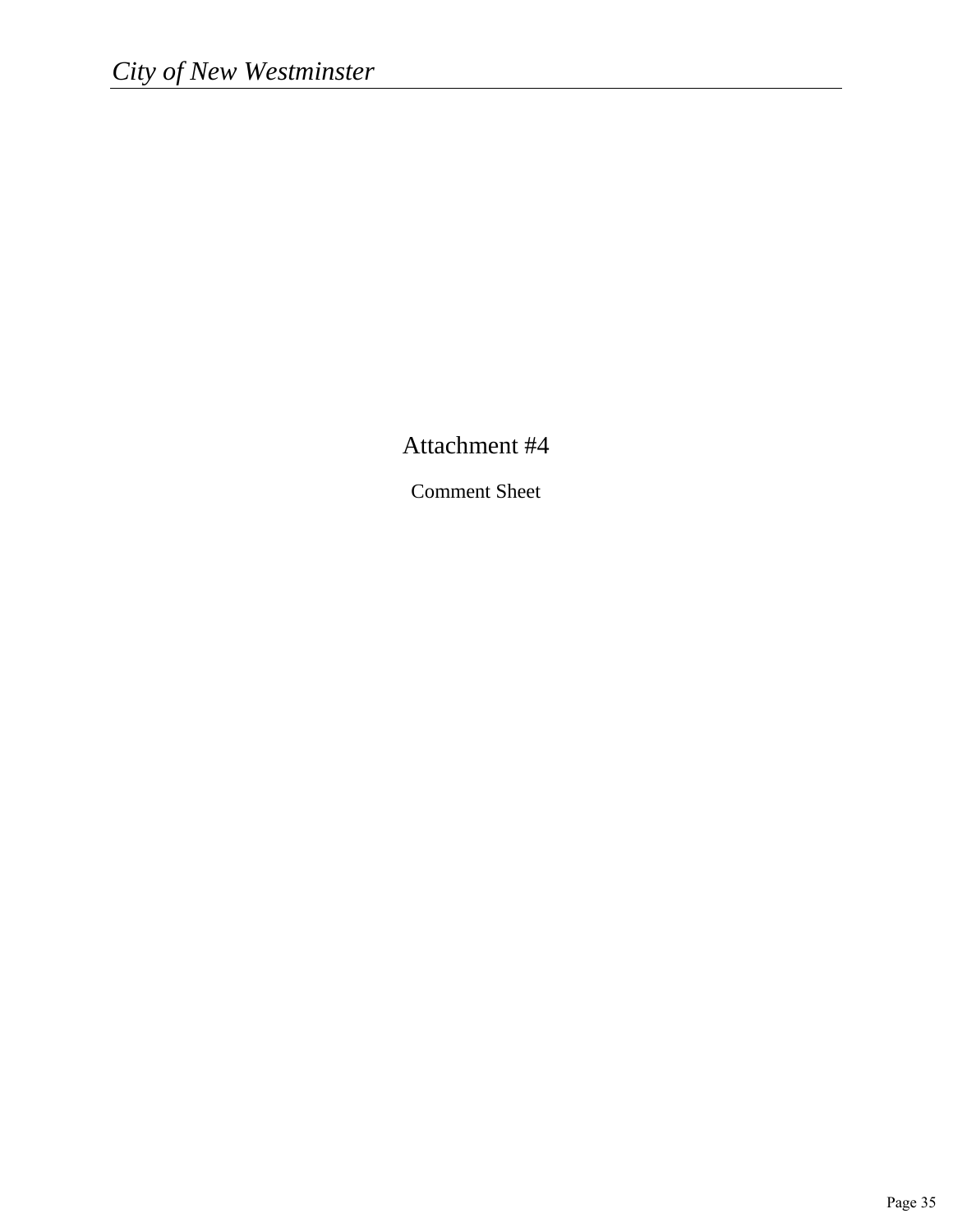# Attachment #4

Comment Sheet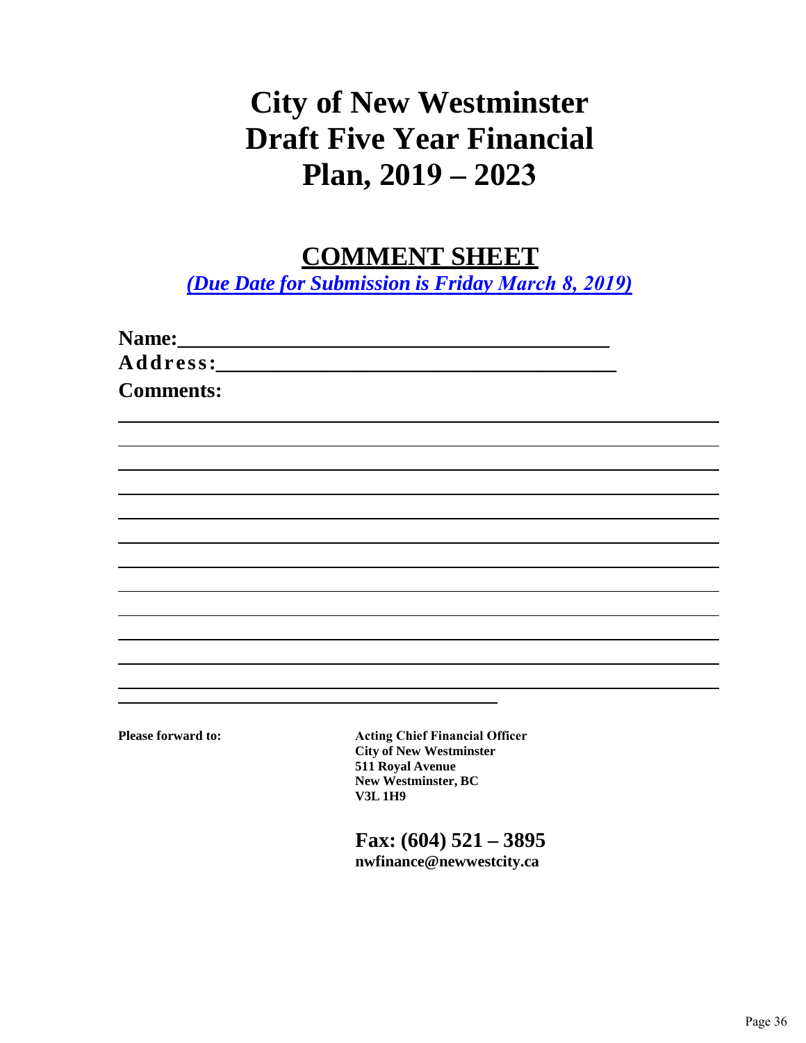# City of New Westminster Draft Five Year Financial Plan, 2019 – 2023

## COMMENT SHEET

*(Due Date for Submission is Friday March 8, 2019)*

**Name:**_________________________________________

**Address:**_______________________________________

**Comments:**

______________________________________________________________________

______________________________________________________________________

______________________________________________________________________

______________________________________________________________________

______________________________________________________________________

______________________________________________________________________

______________________________________________________________________

______________________________________________________________________

______________________________________________________________________

______________________________________________________________________

______________________________________________________________________

______________________________________________________________________

____________________________________________

**Please forward to:**

**Acting Chief Financial Officer**
**City of New Westminster**
**511 Royal Avenue**
**New Westminster, BC**
**V3L 1H9**

**Fax: (604) 521 – 3895**
**nwfinance@newwestcity.ca**